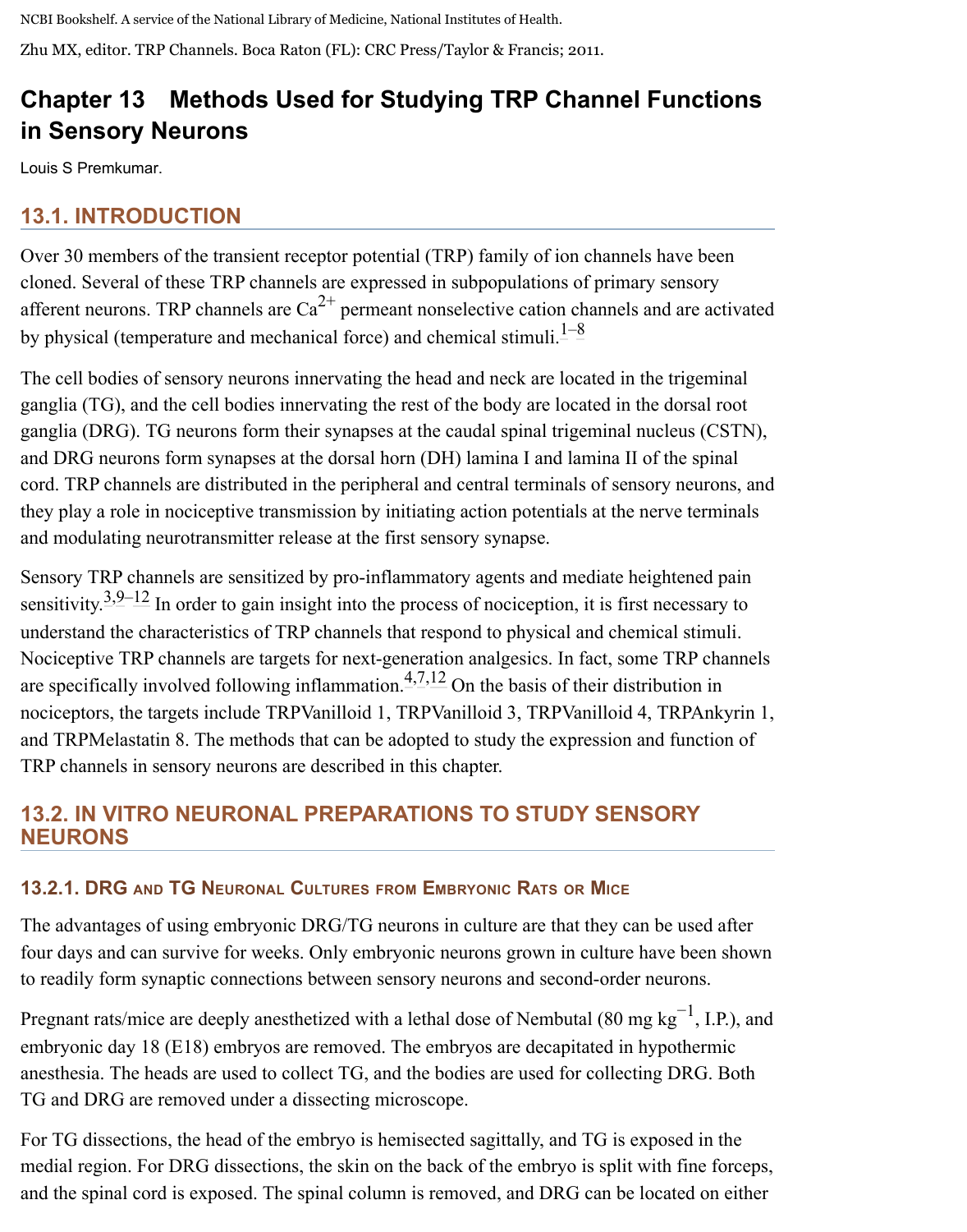NCBI Bookshelf. A service of the National Library of Medicine, National Institutes of Health.

Zhu MX, editor. TRP Channels. Boca Raton (FL): CRC Press/Taylor & Francis; 2011.

# Chapter 13 Methods Used for Studying TRP Channel Functions in Sensory Neurons

Louis S Premkumar.

## 13.1. INTRODUCTION

Over 30 members of the transient receptor potential (TRP) family of ion channels have been cloned. Several of these TRP channels are expressed in subpopulations of primary sensory afferent neurons. TRP channels are $Ca^{2+}$ permeant nonselective cation channels and are activated by physical (temperature and mechanical force) and chemical stimuli.[1–8]

The cell bodies of sensory neurons innervating the head and neck are located in the trigeminal ganglia (TG), and the cell bodies innervating the rest of the body are located in the dorsal root ganglia (DRG). TG neurons form their synapses at the caudal spinal trigeminal nucleus (CSTN), and DRG neurons form synapses at the dorsal horn (DH) lamina I and lamina II of the spinal cord. TRP channels are distributed in the peripheral and central terminals of sensory neurons, and they play a role in nociceptive transmission by initiating action potentials at the nerve terminals and modulating neurotransmitter release at the first sensory synapse.

Sensory TRP channels are sensitized by pro-inflammatory agents and mediate heightened pain sensitivity.[3,9–12] In order to gain insight into the process of nociception, it is first necessary to understand the characteristics of TRP channels that respond to physical and chemical stimuli. Nociceptive TRP channels are targets for next-generation analgesics. In fact, some TRP channels are specifically involved following inflammation.[4,7,12] On the basis of their distribution in nociceptors, the targets include TRPVanilloid 1, TRPVanilloid 3, TRPVanilloid 4, TRPAnkyrin 1, and TRPMelastatin 8. The methods that can be adopted to study the expression and function of TRP channels in sensory neurons are described in this chapter.

## 13.2. IN VITRO NEURONAL PREPARATIONS TO STUDY SENSORY NEURONS

### 13.2.1. DRG and TG Neuronal Cultures from Embryonic Rats or Mice

The advantages of using embryonic DRG/TG neurons in culture are that they can be used after four days and can survive for weeks. Only embryonic neurons grown in culture have been shown to readily form synaptic connections between sensory neurons and second-order neurons.

Pregnant rats/mice are deeply anesthetized with a lethal dose of Nembutal (80 mg $kg^{-1}$, I.P.), and embryonic day 18 (E18) embryos are removed. The embryos are decapitated in hypothermic anesthesia. The heads are used to collect TG, and the bodies are used for collecting DRG. Both TG and DRG are removed under a dissecting microscope.

For TG dissections, the head of the embryo is hemisected sagittally, and TG is exposed in the medial region. For DRG dissections, the skin on the back of the embryo is split with fine forceps, and the spinal cord is exposed. The spinal column is removed, and DRG can be located on either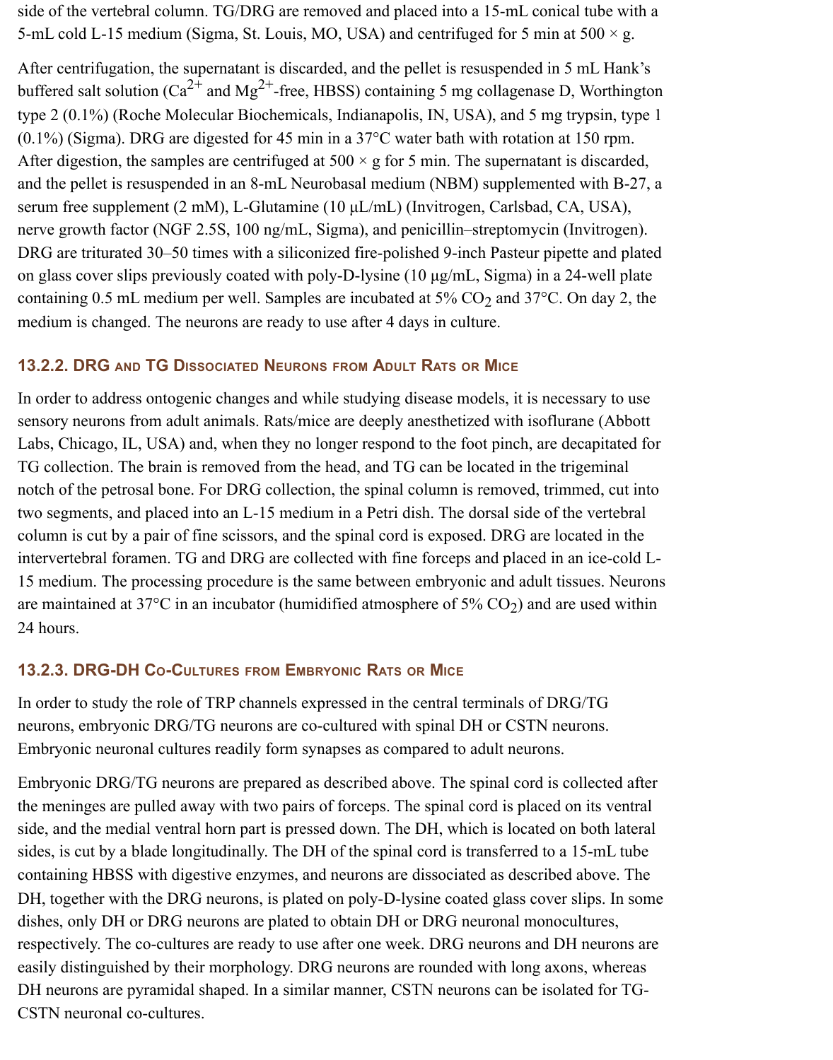side of the vertebral column. TG/DRG are removed and placed into a 15-mL conical tube with a 5-mL cold L-15 medium (Sigma, St. Louis, MO, USA) and centrifuged for 5 min at 500 × g.

After centrifugation, the supernatant is discarded, and the pellet is resuspended in 5 mL Hank's buffered salt solution ($Ca^{2+}$ and $Mg^{2+}$-free, HBSS) containing 5 mg collagenase D, Worthington type 2 (0.1%) (Roche Molecular Biochemicals, Indianapolis, IN, USA), and 5 mg trypsin, type 1 (0.1%) (Sigma). DRG are digested for 45 min in a 37°C water bath with rotation at 150 rpm. After digestion, the samples are centrifuged at 500 × g for 5 min. The supernatant is discarded, and the pellet is resuspended in an 8-mL Neurobasal medium (NBM) supplemented with B-27, a serum free supplement (2 mM), L-Glutamine (10 µL/mL) (Invitrogen, Carlsbad, CA, USA), nerve growth factor (NGF 2.5S, 100 ng/mL, Sigma), and penicillin–streptomycin (Invitrogen). DRG are triturated 30–50 times with a siliconized fire-polished 9-inch Pasteur pipette and plated on glass cover slips previously coated with poly-D-lysine (10 µg/mL, Sigma) in a 24-well plate containing 0.5 mL medium per well. Samples are incubated at 5% $CO_2$ and 37°C. On day 2, the medium is changed. The neurons are ready to use after 4 days in culture.

### 13.2.2. DRG and TG Dissociated Neurons from Adult Rats or Mice

In order to address ontogenic changes and while studying disease models, it is necessary to use sensory neurons from adult animals. Rats/mice are deeply anesthetized with isoflurane (Abbott Labs, Chicago, IL, USA) and, when they no longer respond to the foot pinch, are decapitated for TG collection. The brain is removed from the head, and TG can be located in the trigeminal notch of the petrosal bone. For DRG collection, the spinal column is removed, trimmed, cut into two segments, and placed into an L-15 medium in a Petri dish. The dorsal side of the vertebral column is cut by a pair of fine scissors, and the spinal cord is exposed. DRG are located in the intervertebral foramen. TG and DRG are collected with fine forceps and placed in an ice-cold L-15 medium. The processing procedure is the same between embryonic and adult tissues. Neurons are maintained at 37°C in an incubator (humidified atmosphere of 5% $CO_2$) and are used within 24 hours.

### 13.2.3. DRG-DH Co-Cultures from Embryonic Rats or Mice

In order to study the role of TRP channels expressed in the central terminals of DRG/TG neurons, embryonic DRG/TG neurons are co-cultured with spinal DH or CSTN neurons. Embryonic neuronal cultures readily form synapses as compared to adult neurons.

Embryonic DRG/TG neurons are prepared as described above. The spinal cord is collected after the meninges are pulled away with two pairs of forceps. The spinal cord is placed on its ventral side, and the medial ventral horn part is pressed down. The DH, which is located on both lateral sides, is cut by a blade longitudinally. The DH of the spinal cord is transferred to a 15-mL tube containing HBSS with digestive enzymes, and neurons are dissociated as described above. The DH, together with the DRG neurons, is plated on poly-D-lysine coated glass cover slips. In some dishes, only DH or DRG neurons are plated to obtain DH or DRG neuronal monocultures, respectively. The co-cultures are ready to use after one week. DRG neurons and DH neurons are easily distinguished by their morphology. DRG neurons are rounded with long axons, whereas DH neurons are pyramidal shaped. In a similar manner, CSTN neurons can be isolated for TG-CSTN neuronal co-cultures.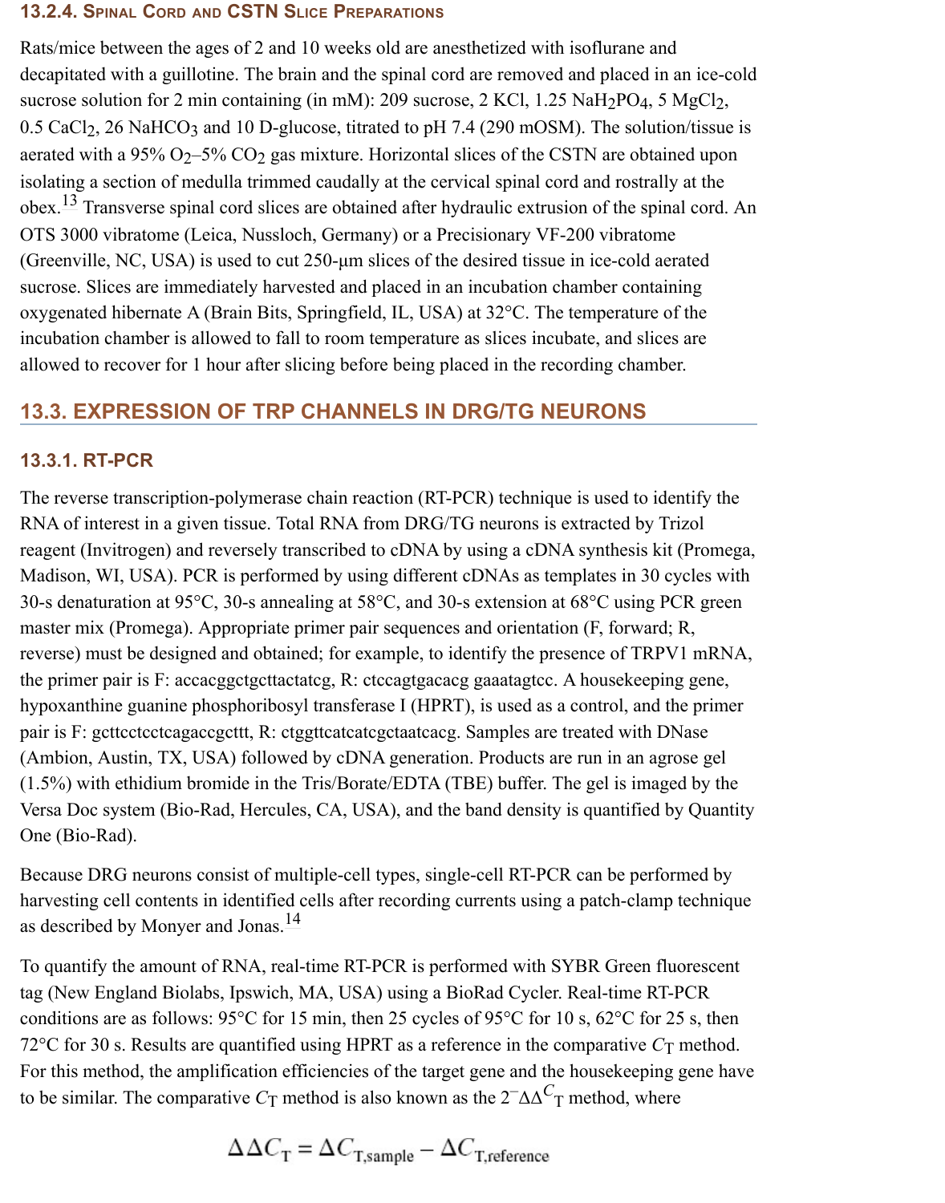#### 13.2.4. Spinal Cord and CSTN Slice Preparations

Rats/mice between the ages of 2 and 10 weeks old are anesthetized with isoflurane and decapitated with a guillotine. The brain and the spinal cord are removed and placed in an ice-cold sucrose solution for 2 min containing (in mM): 209 sucrose, 2 KCl, 1.25 $NaH_2PO_4$, 5 $MgCl_2$, 0.5 $CaCl_2$, 26 $NaHCO_3$ and 10 D-glucose, titrated to pH 7.4 (290 mOSM). The solution/tissue is aerated with a 95% $O_2$–5% $CO_2$ gas mixture. Horizontal slices of the CSTN are obtained upon isolating a section of medulla trimmed caudally at the cervical spinal cord and rostrally at the obex.[13] Transverse spinal cord slices are obtained after hydraulic extrusion of the spinal cord. An OTS 3000 vibratome (Leica, Nussloch, Germany) or a Precisionary VF-200 vibratome (Greenville, NC, USA) is used to cut 250-μm slices of the desired tissue in ice-cold aerated sucrose. Slices are immediately harvested and placed in an incubation chamber containing oxygenated hibernate A (Brain Bits, Springfield, IL, USA) at 32°C. The temperature of the incubation chamber is allowed to fall to room temperature as slices incubate, and slices are allowed to recover for 1 hour after slicing before being placed in the recording chamber.

## 13.3. EXPRESSION OF TRP CHANNELS IN DRG/TG NEURONS

### 13.3.1. RT-PCR

The reverse transcription-polymerase chain reaction (RT-PCR) technique is used to identify the RNA of interest in a given tissue. Total RNA from DRG/TG neurons is extracted by Trizol reagent (Invitrogen) and reversely transcribed to cDNA by using a cDNA synthesis kit (Promega, Madison, WI, USA). PCR is performed by using different cDNAs as templates in 30 cycles with 30-s denaturation at 95°C, 30-s annealing at 58°C, and 30-s extension at 68°C using PCR green master mix (Promega). Appropriate primer pair sequences and orientation (F, forward; R, reverse) must be designed and obtained; for example, to identify the presence of TRPV1 mRNA, the primer pair is F: accacggctgcttactatcg, R: ctccagtgacacg gaaatagtcc. A housekeeping gene, hypoxanthine guanine phosphoribosyl transferase I (HPRT), is used as a control, and the primer pair is F: gcttcctcctcagaccgcttt, R: ctggttcatcatcgctaatcacg. Samples are treated with DNase (Ambion, Austin, TX, USA) followed by cDNA generation. Products are run in an agrose gel (1.5%) with ethidium bromide in the Tris/Borate/EDTA (TBE) buffer. The gel is imaged by the Versa Doc system (Bio-Rad, Hercules, CA, USA), and the band density is quantified by Quantity One (Bio-Rad).

Because DRG neurons consist of multiple-cell types, single-cell RT-PCR can be performed by harvesting cell contents in identified cells after recording currents using a patch-clamp technique as described by Monyer and Jonas.[14]

To quantify the amount of RNA, real-time RT-PCR is performed with SYBR Green fluorescent tag (New England Biolabs, Ipswich, MA, USA) using a BioRad Cycler. Real-time RT-PCR conditions are as follows: 95°C for 15 min, then 25 cycles of 95°C for 10 s, 62°C for 25 s, then 72°C for 30 s. Results are quantified using HPRT as a reference in the comparative $C_T$ method. For this method, the amplification efficiencies of the target gene and the housekeeping gene have to be similar. The comparative $C_T$ method is also known as the $2^{-\Delta\Delta C_T}$ method, where

$$\Delta\Delta C_T = \Delta C_{T,\text{sample}} - \Delta C_{T,\text{reference}}$$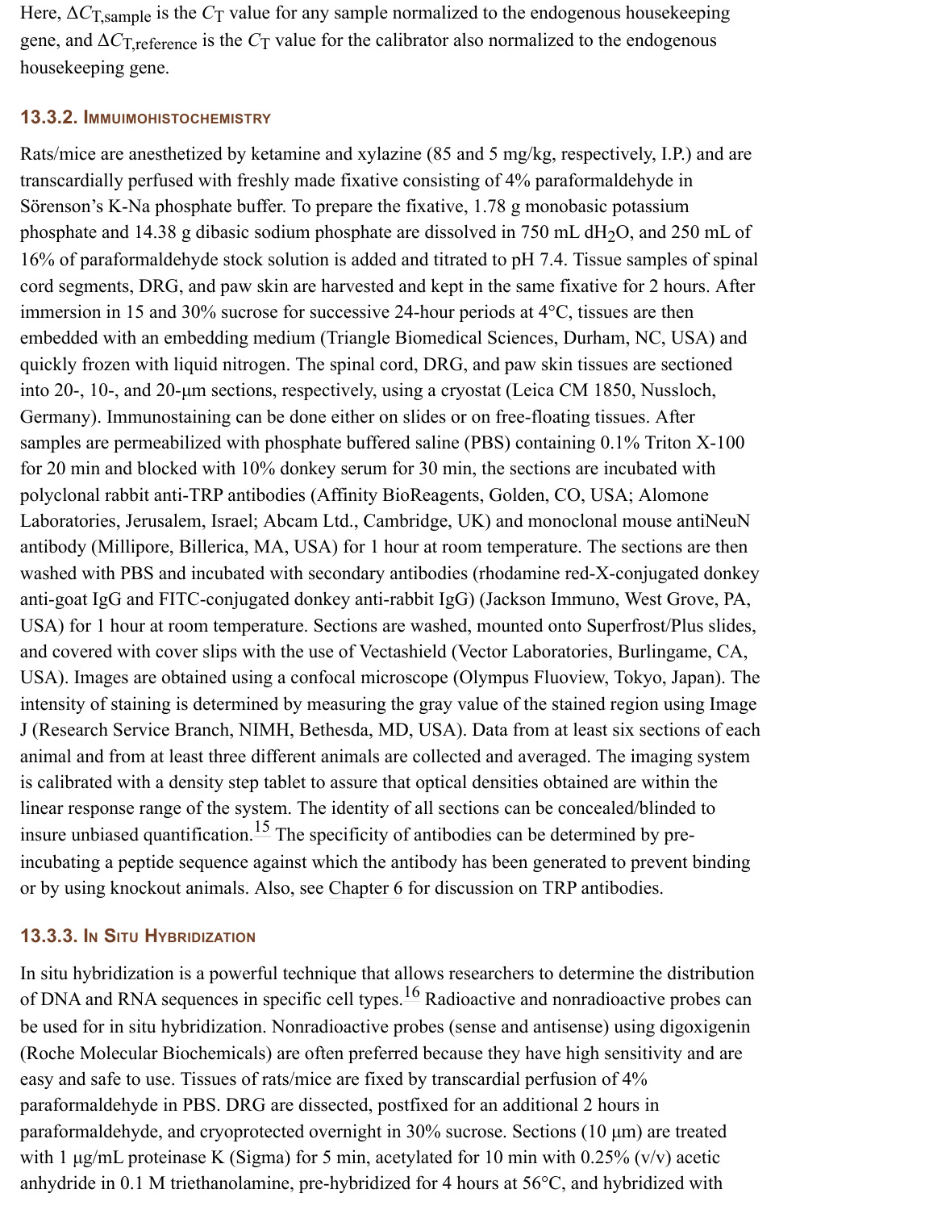Here, $\Delta C_{T,sample}$ is the $C_T$ value for any sample normalized to the endogenous housekeeping gene, and $\Delta C_{T,reference}$ is the $C_T$ value for the calibrator also normalized to the endogenous housekeeping gene.

### 13.3.2. Immuimohistochemistry

Rats/mice are anesthetized by ketamine and xylazine (85 and 5 mg/kg, respectively, I.P.) and are transcardially perfused with freshly made fixative consisting of 4% paraformaldehyde in Sörenson's K-Na phosphate buffer. To prepare the fixative, 1.78 g monobasic potassium phosphate and 14.38 g dibasic sodium phosphate are dissolved in 750 mL $dH_2O$, and 250 mL of 16% of paraformaldehyde stock solution is added and titrated to pH 7.4. Tissue samples of spinal cord segments, DRG, and paw skin are harvested and kept in the same fixative for 2 hours. After immersion in 15 and 30% sucrose for successive 24-hour periods at 4°C, tissues are then embedded with an embedding medium (Triangle Biomedical Sciences, Durham, NC, USA) and quickly frozen with liquid nitrogen. The spinal cord, DRG, and paw skin tissues are sectioned into 20-, 10-, and 20-μm sections, respectively, using a cryostat (Leica CM 1850, Nussloch, Germany). Immunostaining can be done either on slides or on free-floating tissues. After samples are permeabilized with phosphate buffered saline (PBS) containing 0.1% Triton X-100 for 20 min and blocked with 10% donkey serum for 30 min, the sections are incubated with polyclonal rabbit anti-TRP antibodies (Affinity BioReagents, Golden, CO, USA; Alomone Laboratories, Jerusalem, Israel; Abcam Ltd., Cambridge, UK) and monoclonal mouse antiNeuN antibody (Millipore, Billerica, MA, USA) for 1 hour at room temperature. The sections are then washed with PBS and incubated with secondary antibodies (rhodamine red-X-conjugated donkey anti-goat IgG and FITC-conjugated donkey anti-rabbit IgG) (Jackson Immuno, West Grove, PA, USA) for 1 hour at room temperature. Sections are washed, mounted onto Superfrost/Plus slides, and covered with cover slips with the use of Vectashield (Vector Laboratories, Burlingame, CA, USA). Images are obtained using a confocal microscope (Olympus Fluoview, Tokyo, Japan). The intensity of staining is determined by measuring the gray value of the stained region using Image J (Research Service Branch, NIMH, Bethesda, MD, USA). Data from at least six sections of each animal and from at least three different animals are collected and averaged. The imaging system is calibrated with a density step tablet to assure that optical densities obtained are within the linear response range of the system. The identity of all sections can be concealed/blinded to insure unbiased quantification.[15] The specificity of antibodies can be determined by pre-incubating a peptide sequence against which the antibody has been generated to prevent binding or by using knockout animals. Also, see Chapter 6 for discussion on TRP antibodies.

### 13.3.3. In Situ Hybridization

In situ hybridization is a powerful technique that allows researchers to determine the distribution of DNA and RNA sequences in specific cell types.[16] Radioactive and nonradioactive probes can be used for in situ hybridization. Nonradioactive probes (sense and antisense) using digoxigenin (Roche Molecular Biochemicals) are often preferred because they have high sensitivity and are easy and safe to use. Tissues of rats/mice are fixed by transcardial perfusion of 4% paraformaldehyde in PBS. DRG are dissected, postfixed for an additional 2 hours in paraformaldehyde, and cryoprotected overnight in 30% sucrose. Sections (10 μm) are treated with 1 μg/mL proteinase K (Sigma) for 5 min, acetylated for 10 min with 0.25% (v/v) acetic anhydride in 0.1 M triethanolamine, pre-hybridized for 4 hours at 56°C, and hybridized with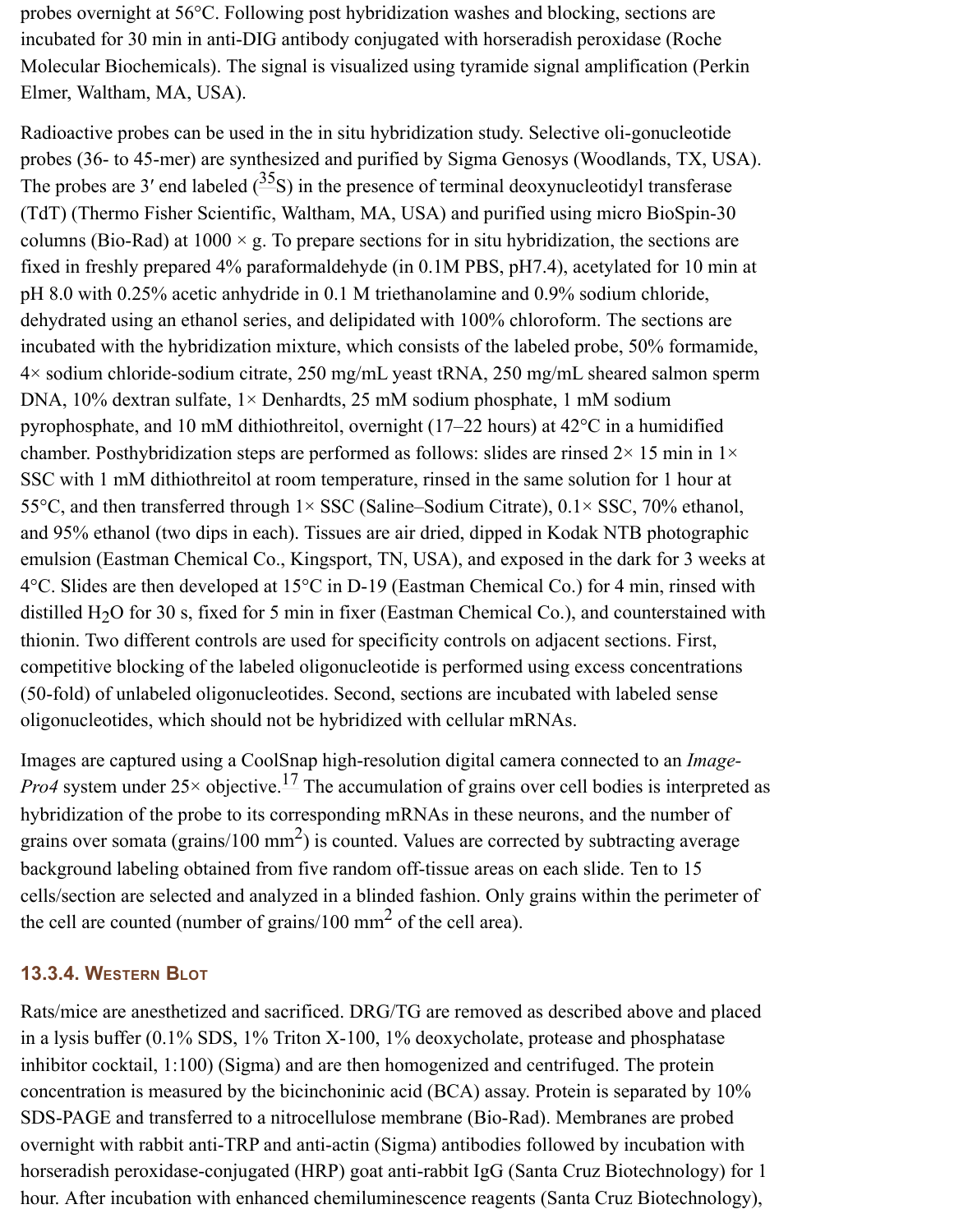probes overnight at 56°C. Following post hybridization washes and blocking, sections are incubated for 30 min in anti-DIG antibody conjugated with horseradish peroxidase (Roche Molecular Biochemicals). The signal is visualized using tyramide signal amplification (Perkin Elmer, Waltham, MA, USA).

Radioactive probes can be used in the in situ hybridization study. Selective oli-gonucleotide probes (36- to 45-mer) are synthesized and purified by Sigma Genosys (Woodlands, TX, USA). The probes are 3′ end labeled ($^{35}S$) in the presence of terminal deoxynucleotidyl transferase (TdT) (Thermo Fisher Scientific, Waltham, MA, USA) and purified using micro BioSpin-30 columns (Bio-Rad) at 1000 × g. To prepare sections for in situ hybridization, the sections are fixed in freshly prepared 4% paraformaldehyde (in 0.1M PBS, pH7.4), acetylated for 10 min at pH 8.0 with 0.25% acetic anhydride in 0.1 M triethanolamine and 0.9% sodium chloride, dehydrated using an ethanol series, and delipidated with 100% chloroform. The sections are incubated with the hybridization mixture, which consists of the labeled probe, 50% formamide, 4× sodium chloride-sodium citrate, 250 mg/mL yeast tRNA, 250 mg/mL sheared salmon sperm DNA, 10% dextran sulfate, 1× Denhardts, 25 mM sodium phosphate, 1 mM sodium pyrophosphate, and 10 mM dithiothreitol, overnight (17–22 hours) at 42°C in a humidified chamber. Posthybridization steps are performed as follows: slides are rinsed 2× 15 min in 1× SSC with 1 mM dithiothreitol at room temperature, rinsed in the same solution for 1 hour at 55°C, and then transferred through 1× SSC (Saline–Sodium Citrate), 0.1× SSC, 70% ethanol, and 95% ethanol (two dips in each). Tissues are air dried, dipped in Kodak NTB photographic emulsion (Eastman Chemical Co., Kingsport, TN, USA), and exposed in the dark for 3 weeks at 4°C. Slides are then developed at 15°C in D-19 (Eastman Chemical Co.) for 4 min, rinsed with distilled $H_2O$ for 30 s, fixed for 5 min in fixer (Eastman Chemical Co.), and counterstained with thionin. Two different controls are used for specificity controls on adjacent sections. First, competitive blocking of the labeled oligonucleotide is performed using excess concentrations (50-fold) of unlabeled oligonucleotides. Second, sections are incubated with labeled sense oligonucleotides, which should not be hybridized with cellular mRNAs.

Images are captured using a CoolSnap high-resolution digital camera connected to an *Image-Pro4* system under 25× objective.[17] The accumulation of grains over cell bodies is interpreted as hybridization of the probe to its corresponding mRNAs in these neurons, and the number of grains over somata (grains/100 $mm^2$) is counted. Values are corrected by subtracting average background labeling obtained from five random off-tissue areas on each slide. Ten to 15 cells/section are selected and analyzed in a blinded fashion. Only grains within the perimeter of the cell are counted (number of grains/100 $mm^2$ of the cell area).

### 13.3.4. Western Blot

Rats/mice are anesthetized and sacrificed. DRG/TG are removed as described above and placed in a lysis buffer (0.1% SDS, 1% Triton X-100, 1% deoxycholate, protease and phosphatase inhibitor cocktail, 1:100) (Sigma) and are then homogenized and centrifuged. The protein concentration is measured by the bicinchoninic acid (BCA) assay. Protein is separated by 10% SDS-PAGE and transferred to a nitrocellulose membrane (Bio-Rad). Membranes are probed overnight with rabbit anti-TRP and anti-actin (Sigma) antibodies followed by incubation with horseradish peroxidase-conjugated (HRP) goat anti-rabbit IgG (Santa Cruz Biotechnology) for 1 hour. After incubation with enhanced chemiluminescence reagents (Santa Cruz Biotechnology),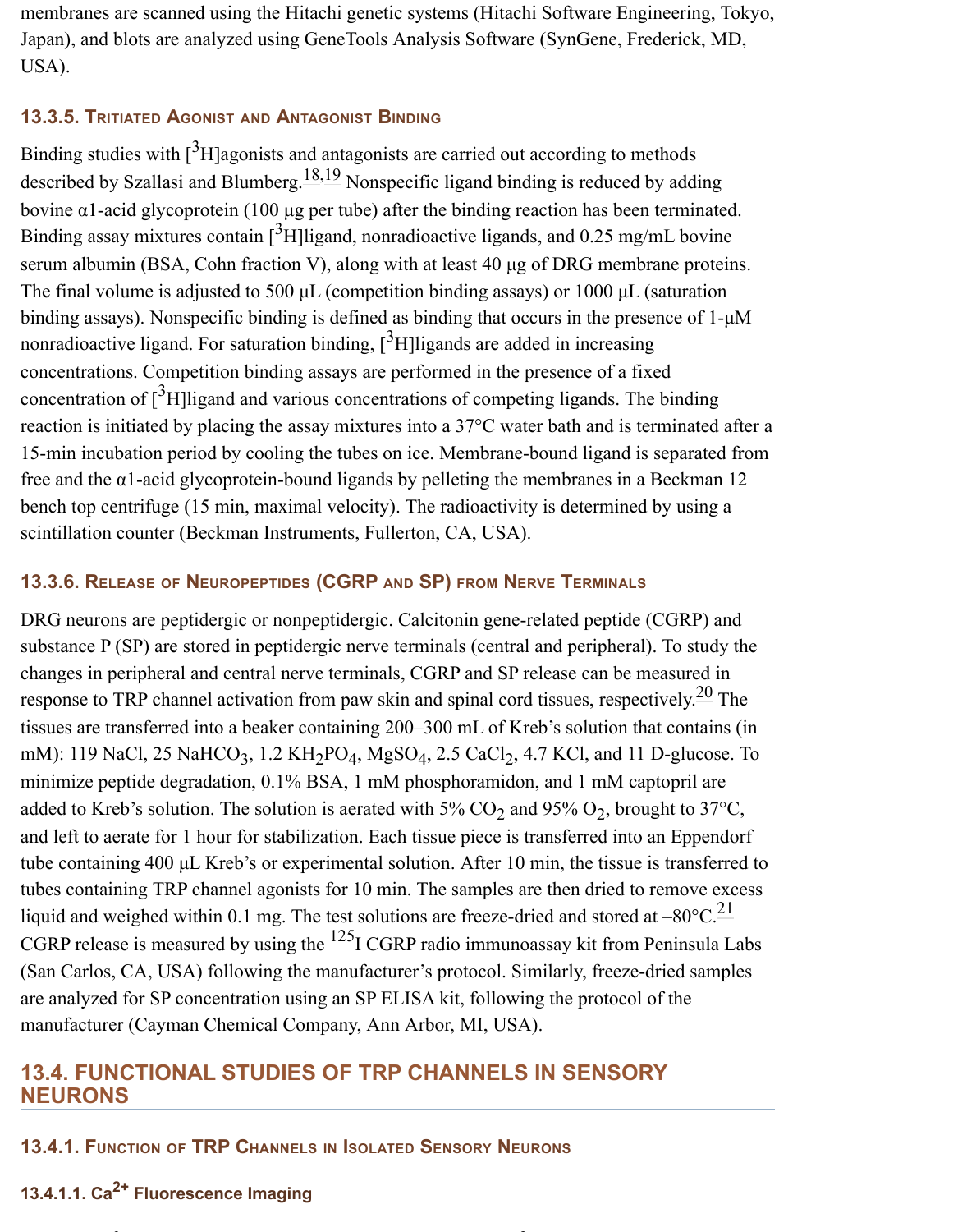membranes are scanned using the Hitachi genetic systems (Hitachi Software Engineering, Tokyo, Japan), and blots are analyzed using GeneTools Analysis Software (SynGene, Frederick, MD, USA).

### 13.3.5. Tritiated Agonist and Antagonist Binding

Binding studies with [$^3$H]agonists and antagonists are carried out according to methods described by Szallasi and Blumberg.[18,19] Nonspecific ligand binding is reduced by adding bovine α1-acid glycoprotein (100 μg per tube) after the binding reaction has been terminated. Binding assay mixtures contain [$^3$H]ligand, nonradioactive ligands, and 0.25 mg/mL bovine serum albumin (BSA, Cohn fraction V), along with at least 40 μg of DRG membrane proteins. The final volume is adjusted to 500 μL (competition binding assays) or 1000 μL (saturation binding assays). Nonspecific binding is defined as binding that occurs in the presence of 1-μM nonradioactive ligand. For saturation binding, [$^3$H]ligands are added in increasing concentrations. Competition binding assays are performed in the presence of a fixed concentration of [$^3$H]ligand and various concentrations of competing ligands. The binding reaction is initiated by placing the assay mixtures into a 37°C water bath and is terminated after a 15-min incubation period by cooling the tubes on ice. Membrane-bound ligand is separated from free and the α1-acid glycoprotein-bound ligands by pelleting the membranes in a Beckman 12 bench top centrifuge (15 min, maximal velocity). The radioactivity is determined by using a scintillation counter (Beckman Instruments, Fullerton, CA, USA).

### 13.3.6. Release of Neuropeptides (CGRP and SP) from Nerve Terminals

DRG neurons are peptidergic or nonpeptidergic. Calcitonin gene-related peptide (CGRP) and substance P (SP) are stored in peptidergic nerve terminals (central and peripheral). To study the changes in peripheral and central nerve terminals, CGRP and SP release can be measured in response to TRP channel activation from paw skin and spinal cord tissues, respectively.[20] The tissues are transferred into a beaker containing 200–300 mL of Kreb's solution that contains (in mM): 119 NaCl, 25 $NaHCO_3$, 1.2 $KH_2PO_4$, $MgSO_4$, 2.5 $CaCl_2$, 4.7 KCl, and 11 D-glucose. To minimize peptide degradation, 0.1% BSA, 1 mM phosphoramidon, and 1 mM captopril are added to Kreb's solution. The solution is aerated with 5% $CO_2$ and 95% $O_2$, brought to 37°C, and left to aerate for 1 hour for stabilization. Each tissue piece is transferred into an Eppendorf tube containing 400 μL Kreb's or experimental solution. After 10 min, the tissue is transferred to tubes containing TRP channel agonists for 10 min. The samples are then dried to remove excess liquid and weighed within 0.1 mg. The test solutions are freeze-dried and stored at –80°C.[21] CGRP release is measured by using the $^{125}$I CGRP radio immunoassay kit from Peninsula Labs (San Carlos, CA, USA) following the manufacturer's protocol. Similarly, freeze-dried samples are analyzed for SP concentration using an SP ELISA kit, following the protocol of the manufacturer (Cayman Chemical Company, Ann Arbor, MI, USA).

## 13.4. FUNCTIONAL STUDIES OF TRP CHANNELS IN SENSORY NEURONS

### 13.4.1. Function of TRP Channels in Isolated Sensory Neurons

#### 13.4.1.1. $Ca^{2+}$ Fluorescence Imaging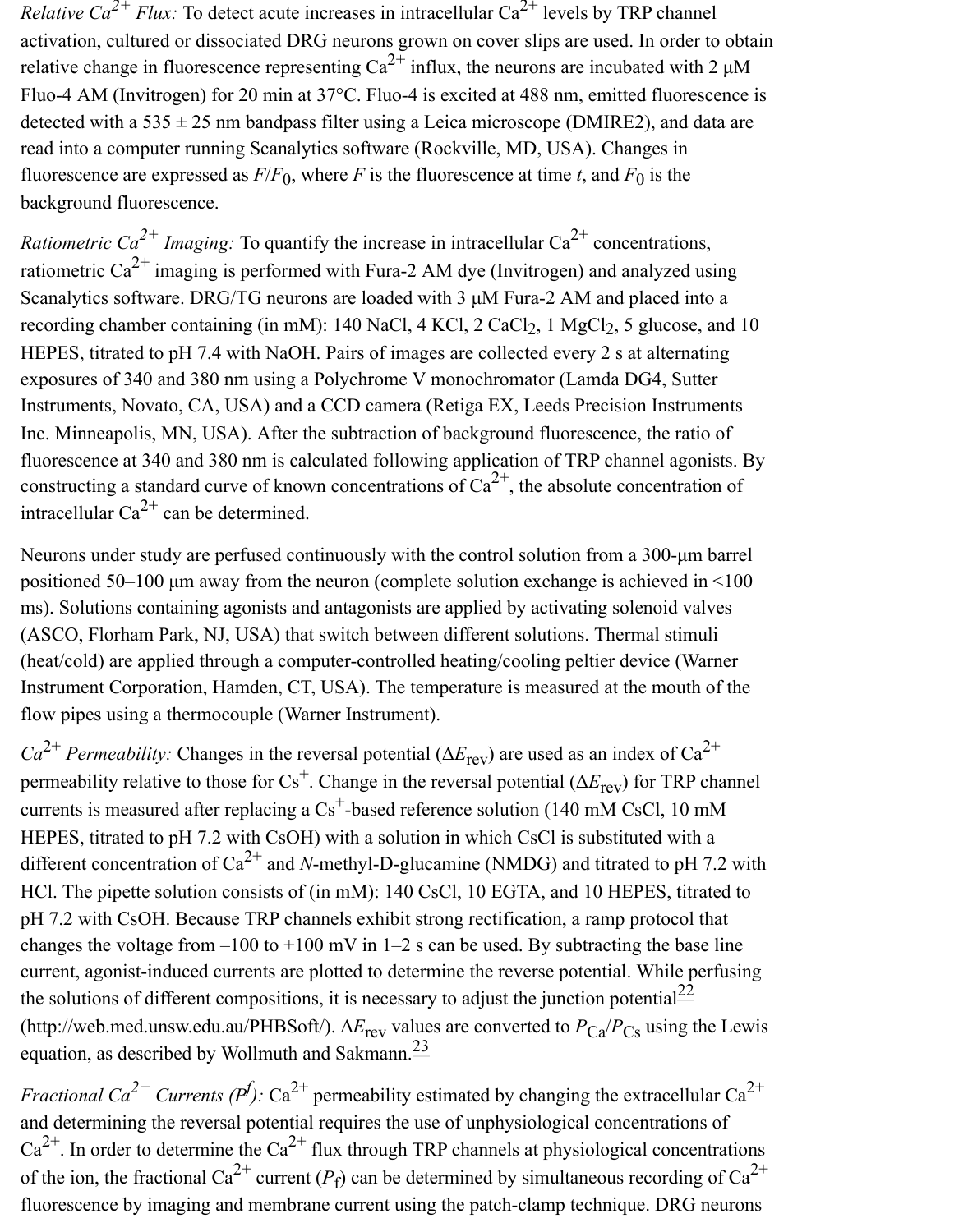*Relative $Ca^{2+}$ Flux:* To detect acute increases in intracellular $Ca^{2+}$ levels by TRP channel activation, cultured or dissociated DRG neurons grown on cover slips are used. In order to obtain relative change in fluorescence representing $Ca^{2+}$ influx, the neurons are incubated with 2 μM Fluo-4 AM (Invitrogen) for 20 min at 37°C. Fluo-4 is excited at 488 nm, emitted fluorescence is detected with a 535 ± 25 nm bandpass filter using a Leica microscope (DMIRE2), and data are read into a computer running Scanalytics software (Rockville, MD, USA). Changes in fluorescence are expressed as $F/F_0$, where $F$ is the fluorescence at time $t$, and $F_0$ is the background fluorescence.

*Ratiometric $Ca^{2+}$ Imaging:* To quantify the increase in intracellular $Ca^{2+}$ concentrations, ratiometric $Ca^{2+}$ imaging is performed with Fura-2 AM dye (Invitrogen) and analyzed using Scanalytics software. DRG/TG neurons are loaded with 3 μM Fura-2 AM and placed into a recording chamber containing (in mM): 140 NaCl, 4 KCl, 2 $CaCl_2$, 1 $MgCl_2$, 5 glucose, and 10 HEPES, titrated to pH 7.4 with NaOH. Pairs of images are collected every 2 s at alternating exposures of 340 and 380 nm using a Polychrome V monochromator (Lamda DG4, Sutter Instruments, Novato, CA, USA) and a CCD camera (Retiga EX, Leeds Precision Instruments Inc. Minneapolis, MN, USA). After the subtraction of background fluorescence, the ratio of fluorescence at 340 and 380 nm is calculated following application of TRP channel agonists. By constructing a standard curve of known concentrations of $Ca^{2+}$, the absolute concentration of intracellular $Ca^{2+}$ can be determined.

Neurons under study are perfused continuously with the control solution from a 300-μm barrel positioned 50–100 μm away from the neuron (complete solution exchange is achieved in <100 ms). Solutions containing agonists and antagonists are applied by activating solenoid valves (ASCO, Florham Park, NJ, USA) that switch between different solutions. Thermal stimuli (heat/cold) are applied through a computer-controlled heating/cooling peltier device (Warner Instrument Corporation, Hamden, CT, USA). The temperature is measured at the mouth of the flow pipes using a thermocouple (Warner Instrument).

*$Ca^{2+}$ Permeability:* Changes in the reversal potential ($\Delta E_{rev}$) are used as an index of $Ca^{2+}$ permeability relative to those for $Cs^{+}$. Change in the reversal potential ($\Delta E_{rev}$) for TRP channel currents is measured after replacing a $Cs^{+}$-based reference solution (140 mM CsCl, 10 mM HEPES, titrated to pH 7.2 with CsOH) with a solution in which CsCl is substituted with a different concentration of $Ca^{2+}$ and *N*-methyl-D-glucamine (NMDG) and titrated to pH 7.2 with HCl. The pipette solution consists of (in mM): 140 CsCl, 10 EGTA, and 10 HEPES, titrated to pH 7.2 with CsOH. Because TRP channels exhibit strong rectification, a ramp protocol that changes the voltage from –100 to +100 mV in 1–2 s can be used. By subtracting the base line current, agonist-induced currents are plotted to determine the reverse potential. While perfusing the solutions of different compositions, it is necessary to adjust the junction potential[22] (http://web.med.unsw.edu.au/PHBSoft/). $\Delta E_{rev}$ values are converted to $P_{Ca}/P_{Cs}$ using the Lewis equation, as described by Wollmuth and Sakmann.[23]

*Fractional $Ca^{2+}$ Currents ($P^f$):* $Ca^{2+}$ permeability estimated by changing the extracellular $Ca^{2+}$ and determining the reversal potential requires the use of unphysiological concentrations of $Ca^{2+}$. In order to determine the $Ca^{2+}$ flux through TRP channels at physiological concentrations of the ion, the fractional $Ca^{2+}$ current ($P_f$) can be determined by simultaneous recording of $Ca^{2+}$ fluorescence by imaging and membrane current using the patch-clamp technique. DRG neurons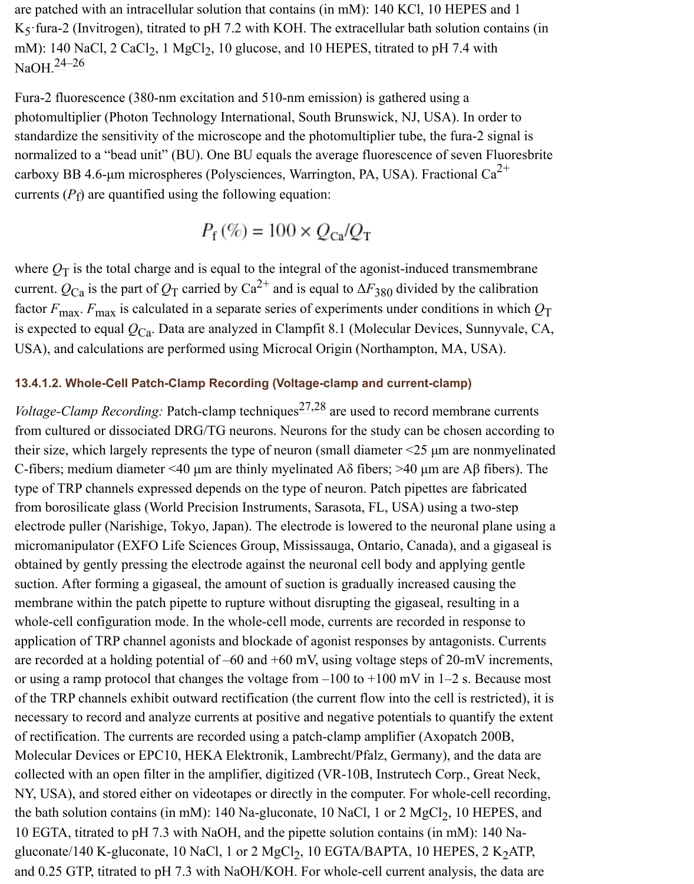are patched with an intracellular solution that contains (in mM): 140 KCl, 10 HEPES and 1 $K_5$·fura-2 (Invitrogen), titrated to pH 7.2 with KOH. The extracellular bath solution contains (in mM): 140 NaCl, 2 $CaCl_2$, 1 $MgCl_2$, 10 glucose, and 10 HEPES, titrated to pH 7.4 with NaOH.[24–26]

Fura-2 fluorescence (380-nm excitation and 510-nm emission) is gathered using a photomultiplier (Photon Technology International, South Brunswick, NJ, USA). In order to standardize the sensitivity of the microscope and the photomultiplier tube, the fura-2 signal is normalized to a "bead unit" (BU). One BU equals the average fluorescence of seven Fluoresbrite carboxy BB 4.6-µm microspheres (Polysciences, Warrington, PA, USA). Fractional $Ca^{2+}$ currents ($P_f$) are quantified using the following equation:

$$P_f\,(\%) = 100 \times Q_{Ca}/Q_T$$

where $Q_T$ is the total charge and is equal to the integral of the agonist-induced transmembrane current. $Q_{Ca}$ is the part of $Q_T$ carried by $Ca^{2+}$ and is equal to $\Delta F_{380}$ divided by the calibration factor $F_{max}$. $F_{max}$ is calculated in a separate series of experiments under conditions in which $Q_T$ is expected to equal $Q_{Ca}$. Data are analyzed in Clampfit 8.1 (Molecular Devices, Sunnyvale, CA, USA), and calculations are performed using Microcal Origin (Northampton, MA, USA).

#### 13.4.1.2. Whole-Cell Patch-Clamp Recording (Voltage-clamp and current-clamp)

*Voltage-Clamp Recording:* Patch-clamp techniques[27,28] are used to record membrane currents from cultured or dissociated DRG/TG neurons. Neurons for the study can be chosen according to their size, which largely represents the type of neuron (small diameter <25 µm are nonmyelinated C-fibers; medium diameter <40 µm are thinly myelinated Aδ fibers; >40 µm are Aβ fibers). The type of TRP channels expressed depends on the type of neuron. Patch pipettes are fabricated from borosilicate glass (World Precision Instruments, Sarasota, FL, USA) using a two-step electrode puller (Narishige, Tokyo, Japan). The electrode is lowered to the neuronal plane using a micromanipulator (EXFO Life Sciences Group, Mississauga, Ontario, Canada), and a gigaseal is obtained by gently pressing the electrode against the neuronal cell body and applying gentle suction. After forming a gigaseal, the amount of suction is gradually increased causing the membrane within the patch pipette to rupture without disrupting the gigaseal, resulting in a whole-cell configuration mode. In the whole-cell mode, currents are recorded in response to application of TRP channel agonists and blockade of agonist responses by antagonists. Currents are recorded at a holding potential of –60 and +60 mV, using voltage steps of 20-mV increments, or using a ramp protocol that changes the voltage from –100 to +100 mV in 1–2 s. Because most of the TRP channels exhibit outward rectification (the current flow into the cell is restricted), it is necessary to record and analyze currents at positive and negative potentials to quantify the extent of rectification. The currents are recorded using a patch-clamp amplifier (Axopatch 200B, Molecular Devices or EPC10, HEKA Elektronik, Lambrecht/Pfalz, Germany), and the data are collected with an open filter in the amplifier, digitized (VR-10B, Instrutech Corp., Great Neck, NY, USA), and stored either on videotapes or directly in the computer. For whole-cell recording, the bath solution contains (in mM): 140 Na-gluconate, 10 NaCl, 1 or 2 $MgCl_2$, 10 HEPES, and 10 EGTA, titrated to pH 7.3 with NaOH, and the pipette solution contains (in mM): 140 Na-gluconate/140 K-gluconate, 10 NaCl, 1 or 2 $MgCl_2$, 10 EGTA/BAPTA, 10 HEPES, 2 $K_2$ATP, and 0.25 GTP, titrated to pH 7.3 with NaOH/KOH. For whole-cell current analysis, the data are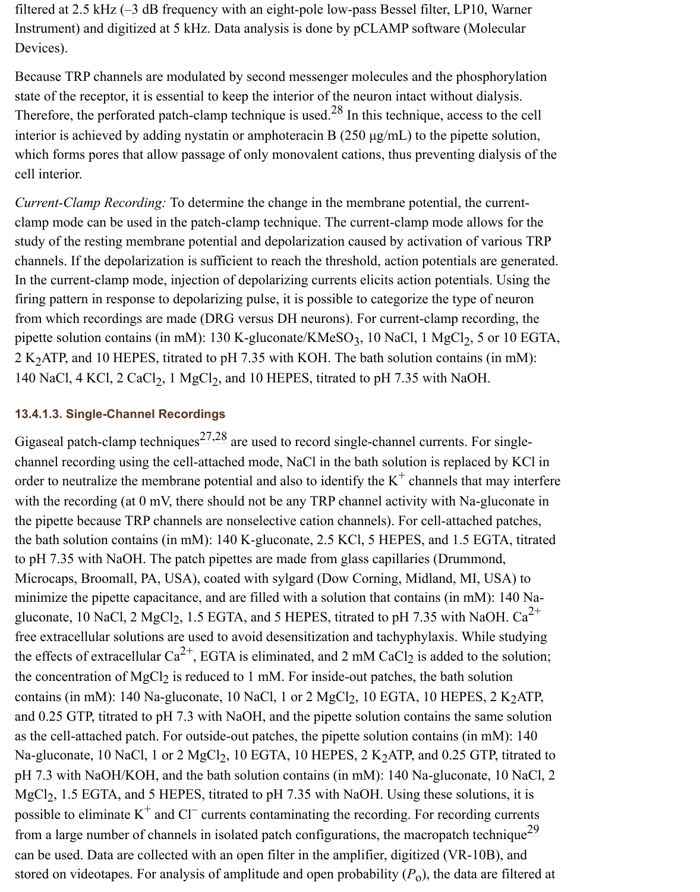filtered at 2.5 kHz (–3 dB frequency with an eight-pole low-pass Bessel filter, LP10, Warner Instrument) and digitized at 5 kHz. Data analysis is done by pCLAMP software (Molecular Devices).

Because TRP channels are modulated by second messenger molecules and the phosphorylation state of the receptor, it is essential to keep the interior of the neuron intact without dialysis. Therefore, the perforated patch-clamp technique is used.[28] In this technique, access to the cell interior is achieved by adding nystatin or amphoteracin B (250 μg/mL) to the pipette solution, which forms pores that allow passage of only monovalent cations, thus preventing dialysis of the cell interior.

*Current-Clamp Recording:* To determine the change in the membrane potential, the current-clamp mode can be used in the patch-clamp technique. The current-clamp mode allows for the study of the resting membrane potential and depolarization caused by activation of various TRP channels. If the depolarization is sufficient to reach the threshold, action potentials are generated. In the current-clamp mode, injection of depolarizing currents elicits action potentials. Using the firing pattern in response to depolarizing pulse, it is possible to categorize the type of neuron from which recordings are made (DRG versus DH neurons). For current-clamp recording, the pipette solution contains (in mM): 130 K-gluconate/$KMeSO_3$, 10 NaCl, 1 $MgCl_2$, 5 or 10 EGTA, 2 $K_2ATP$, and 10 HEPES, titrated to pH 7.35 with KOH. The bath solution contains (in mM): 140 NaCl, 4 KCl, 2 $CaCl_2$, 1 $MgCl_2$, and 10 HEPES, titrated to pH 7.35 with NaOH.

### 13.4.1.3. Single-Channel Recordings

Gigaseal patch-clamp techniques[27,28] are used to record single-channel currents. For single-channel recording using the cell-attached mode, NaCl in the bath solution is replaced by KCl in order to neutralize the membrane potential and also to identify the $K^+$ channels that may interfere with the recording (at 0 mV, there should not be any TRP channel activity with Na-gluconate in the pipette because TRP channels are nonselective cation channels). For cell-attached patches, the bath solution contains (in mM): 140 K-gluconate, 2.5 KCl, 5 HEPES, and 1.5 EGTA, titrated to pH 7.35 with NaOH. The patch pipettes are made from glass capillaries (Drummond, Microcaps, Broomall, PA, USA), coated with sylgard (Dow Corning, Midland, MI, USA) to minimize the pipette capacitance, and are filled with a solution that contains (in mM): 140 Na-gluconate, 10 NaCl, 2 $MgCl_2$, 1.5 EGTA, and 5 HEPES, titrated to pH 7.35 with NaOH. $Ca^{2+}$ free extracellular solutions are used to avoid desensitization and tachyphylaxis. While studying the effects of extracellular $Ca^{2+}$, EGTA is eliminated, and 2 mM $CaCl_2$ is added to the solution; the concentration of $MgCl_2$ is reduced to 1 mM. For inside-out patches, the bath solution contains (in mM): 140 Na-gluconate, 10 NaCl, 1 or 2 $MgCl_2$, 10 EGTA, 10 HEPES, 2 $K_2ATP$, and 0.25 GTP, titrated to pH 7.3 with NaOH, and the pipette solution contains the same solution as the cell-attached patch. For outside-out patches, the pipette solution contains (in mM): 140 Na-gluconate, 10 NaCl, 1 or 2 $MgCl_2$, 10 EGTA, 10 HEPES, 2 $K_2ATP$, and 0.25 GTP, titrated to pH 7.3 with NaOH/KOH, and the bath solution contains (in mM): 140 Na-gluconate, 10 NaCl, 2 $MgCl_2$, 1.5 EGTA, and 5 HEPES, titrated to pH 7.35 with NaOH. Using these solutions, it is possible to eliminate $K^+$ and $Cl^-$ currents contaminating the recording. For recording currents from a large number of channels in isolated patch configurations, the macropatch technique[29] can be used. Data are collected with an open filter in the amplifier, digitized (VR-10B), and stored on videotapes. For analysis of amplitude and open probability ($P_o$), the data are filtered at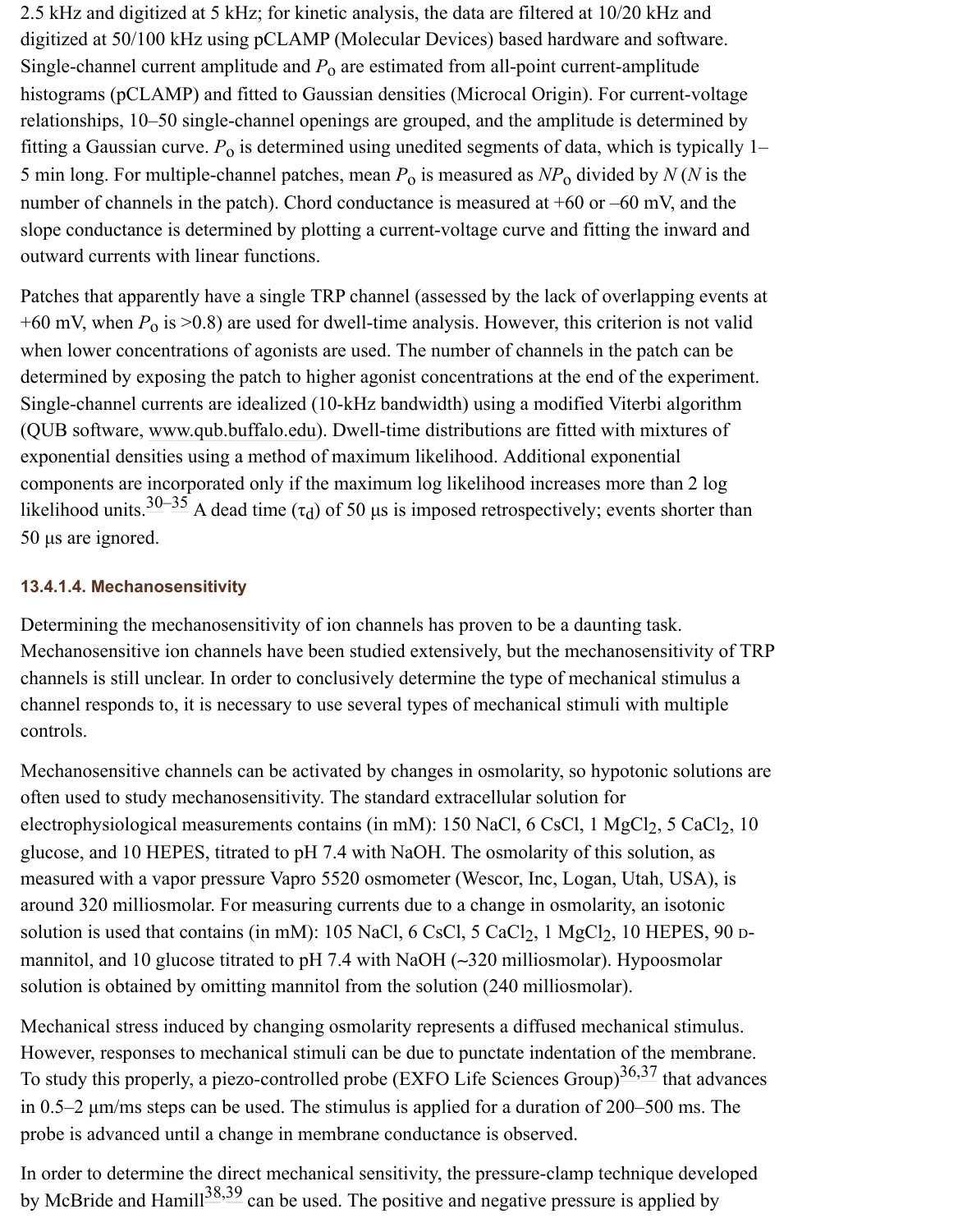2.5 kHz and digitized at 5 kHz; for kinetic analysis, the data are filtered at 10/20 kHz and digitized at 50/100 kHz using pCLAMP (Molecular Devices) based hardware and software. Single-channel current amplitude and $P_o$ are estimated from all-point current-amplitude histograms (pCLAMP) and fitted to Gaussian densities (Microcal Origin). For current-voltage relationships, 10–50 single-channel openings are grouped, and the amplitude is determined by fitting a Gaussian curve. $P_o$ is determined using unedited segments of data, which is typically 1–5 min long. For multiple-channel patches, mean $P_o$ is measured as $NP_o$ divided by $N$ ($N$ is the number of channels in the patch). Chord conductance is measured at +60 or –60 mV, and the slope conductance is determined by plotting a current-voltage curve and fitting the inward and outward currents with linear functions.

Patches that apparently have a single TRP channel (assessed by the lack of overlapping events at +60 mV, when $P_o$ is >0.8) are used for dwell-time analysis. However, this criterion is not valid when lower concentrations of agonists are used. The number of channels in the patch can be determined by exposing the patch to higher agonist concentrations at the end of the experiment. Single-channel currents are idealized (10-kHz bandwidth) using a modified Viterbi algorithm (QUB software, www.qub.buffalo.edu). Dwell-time distributions are fitted with mixtures of exponential densities using a method of maximum likelihood. Additional exponential components are incorporated only if the maximum log likelihood increases more than 2 log likelihood units.[30–35] A dead time ($\tau_d$) of 50 μs is imposed retrospectively; events shorter than 50 μs are ignored.

#### 13.4.1.4. Mechanosensitivity

Determining the mechanosensitivity of ion channels has proven to be a daunting task. Mechanosensitive ion channels have been studied extensively, but the mechanosensitivity of TRP channels is still unclear. In order to conclusively determine the type of mechanical stimulus a channel responds to, it is necessary to use several types of mechanical stimuli with multiple controls.

Mechanosensitive channels can be activated by changes in osmolarity, so hypotonic solutions are often used to study mechanosensitivity. The standard extracellular solution for electrophysiological measurements contains (in mM): 150 NaCl, 6 CsCl, 1 $MgCl_2$, 5 $CaCl_2$, 10 glucose, and 10 HEPES, titrated to pH 7.4 with NaOH. The osmolarity of this solution, as measured with a vapor pressure Vapro 5520 osmometer (Wescor, Inc, Logan, Utah, USA), is around 320 milliosmolar. For measuring currents due to a change in osmolarity, an isotonic solution is used that contains (in mM): 105 NaCl, 6 CsCl, 5 $CaCl_2$, 1 $MgCl_2$, 10 HEPES, 90 D-mannitol, and 10 glucose titrated to pH 7.4 with NaOH (~320 milliosmolar). Hypoosmolar solution is obtained by omitting mannitol from the solution (240 milliosmolar).

Mechanical stress induced by changing osmolarity represents a diffused mechanical stimulus. However, responses to mechanical stimuli can be due to punctate indentation of the membrane. To study this properly, a piezo-controlled probe (EXFO Life Sciences Group)[36,37] that advances in 0.5–2 μm/ms steps can be used. The stimulus is applied for a duration of 200–500 ms. The probe is advanced until a change in membrane conductance is observed.

In order to determine the direct mechanical sensitivity, the pressure-clamp technique developed by McBride and Hamill[38,39] can be used. The positive and negative pressure is applied by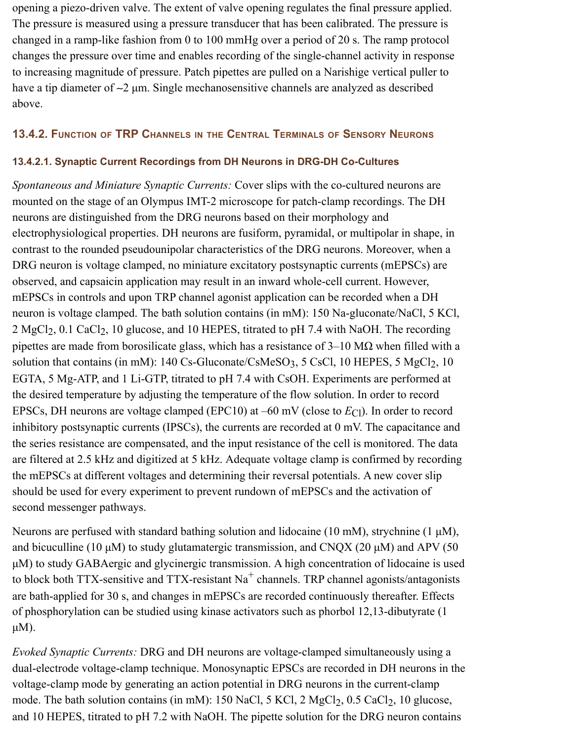opening a piezo-driven valve. The extent of valve opening regulates the final pressure applied. The pressure is measured using a pressure transducer that has been calibrated. The pressure is changed in a ramp-like fashion from 0 to 100 mmHg over a period of 20 s. The ramp protocol changes the pressure over time and enables recording of the single-channel activity in response to increasing magnitude of pressure. Patch pipettes are pulled on a Narishige vertical puller to have a tip diameter of ~2 μm. Single mechanosensitive channels are analyzed as described above.

### 13.4.2. Function of TRP Channels in the Central Terminals of Sensory Neurons

#### 13.4.2.1. Synaptic Current Recordings from DH Neurons in DRG-DH Co-Cultures

*Spontaneous and Miniature Synaptic Currents:* Cover slips with the co-cultured neurons are mounted on the stage of an Olympus IMT-2 microscope for patch-clamp recordings. The DH neurons are distinguished from the DRG neurons based on their morphology and electrophysiological properties. DH neurons are fusiform, pyramidal, or multipolar in shape, in contrast to the rounded pseudounipolar characteristics of the DRG neurons. Moreover, when a DRG neuron is voltage clamped, no miniature excitatory postsynaptic currents (mEPSCs) are observed, and capsaicin application may result in an inward whole-cell current. However, mEPSCs in controls and upon TRP channel agonist application can be recorded when a DH neuron is voltage clamped. The bath solution contains (in mM): 150 Na-gluconate/NaCl, 5 KCl, 2 $MgCl_2$, 0.1 $CaCl_2$, 10 glucose, and 10 HEPES, titrated to pH 7.4 with NaOH. The recording pipettes are made from borosilicate glass, which has a resistance of 3–10 MΩ when filled with a solution that contains (in mM): 140 Cs-Gluconate/$CsMeSO_3$, 5 CsCl, 10 HEPES, 5 $MgCl_2$, 10 EGTA, 5 Mg-ATP, and 1 Li-GTP, titrated to pH 7.4 with CsOH. Experiments are performed at the desired temperature by adjusting the temperature of the flow solution. In order to record EPSCs, DH neurons are voltage clamped (EPC10) at –60 mV (close to $E_{Cl}$). In order to record inhibitory postsynaptic currents (IPSCs), the currents are recorded at 0 mV. The capacitance and the series resistance are compensated, and the input resistance of the cell is monitored. The data are filtered at 2.5 kHz and digitized at 5 kHz. Adequate voltage clamp is confirmed by recording the mEPSCs at different voltages and determining their reversal potentials. A new cover slip should be used for every experiment to prevent rundown of mEPSCs and the activation of second messenger pathways.

Neurons are perfused with standard bathing solution and lidocaine (10 mM), strychnine (1 μM), and bicuculline (10 μM) to study glutamatergic transmission, and CNQX (20 μM) and APV (50 μM) to study GABAergic and glycinergic transmission. A high concentration of lidocaine is used to block both TTX-sensitive and TTX-resistant $Na^+$ channels. TRP channel agonists/antagonists are bath-applied for 30 s, and changes in mEPSCs are recorded continuously thereafter. Effects of phosphorylation can be studied using kinase activators such as phorbol 12,13-dibutyrate (1 μM).

*Evoked Synaptic Currents:* DRG and DH neurons are voltage-clamped simultaneously using a dual-electrode voltage-clamp technique. Monosynaptic EPSCs are recorded in DH neurons in the voltage-clamp mode by generating an action potential in DRG neurons in the current-clamp mode. The bath solution contains (in mM): 150 NaCl, 5 KCl, 2 $MgCl_2$, 0.5 $CaCl_2$, 10 glucose, and 10 HEPES, titrated to pH 7.2 with NaOH. The pipette solution for the DRG neuron contains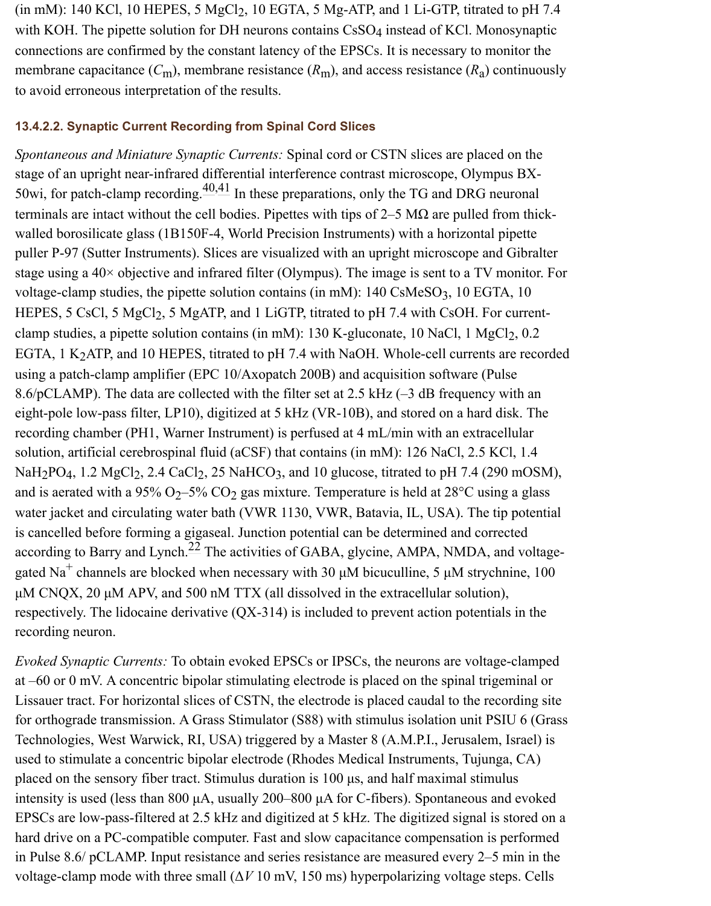(in mM): 140 KCl, 10 HEPES, 5 $MgCl_2$, 10 EGTA, 5 Mg-ATP, and 1 Li-GTP, titrated to pH 7.4 with KOH. The pipette solution for DH neurons contains $CsSO_4$ instead of KCl. Monosynaptic connections are confirmed by the constant latency of the EPSCs. It is necessary to monitor the membrane capacitance ($C_m$), membrane resistance ($R_m$), and access resistance ($R_a$) continuously to avoid erroneous interpretation of the results.

### 13.4.2.2. Synaptic Current Recording from Spinal Cord Slices

*Spontaneous and Miniature Synaptic Currents:* Spinal cord or CSTN slices are placed on the stage of an upright near-infrared differential interference contrast microscope, Olympus BX-50wi, for patch-clamp recording.[40,41] In these preparations, only the TG and DRG neuronal terminals are intact without the cell bodies. Pipettes with tips of 2–5 MΩ are pulled from thick-walled borosilicate glass (1B150F-4, World Precision Instruments) with a horizontal pipette puller P-97 (Sutter Instruments). Slices are visualized with an upright microscope and Gibralter stage using a 40× objective and infrared filter (Olympus). The image is sent to a TV monitor. For voltage-clamp studies, the pipette solution contains (in mM): 140 $CsMeSO_3$, 10 EGTA, 10 HEPES, 5 CsCl, 5 $MgCl_2$, 5 MgATP, and 1 LiGTP, titrated to pH 7.4 with CsOH. For current-clamp studies, a pipette solution contains (in mM): 130 K-gluconate, 10 NaCl, 1 $MgCl_2$, 0.2 EGTA, 1 $K_2ATP$, and 10 HEPES, titrated to pH 7.4 with NaOH. Whole-cell currents are recorded using a patch-clamp amplifier (EPC 10/Axopatch 200B) and acquisition software (Pulse 8.6/pCLAMP). The data are collected with the filter set at 2.5 kHz (–3 dB frequency with an eight-pole low-pass filter, LP10), digitized at 5 kHz (VR-10B), and stored on a hard disk. The recording chamber (PH1, Warner Instrument) is perfused at 4 mL/min with an extracellular solution, artificial cerebrospinal fluid (aCSF) that contains (in mM): 126 NaCl, 2.5 KCl, 1.4 $NaH_2PO_4$, 1.2 $MgCl_2$, 2.4 $CaCl_2$, 25 $NaHCO_3$, and 10 glucose, titrated to pH 7.4 (290 mOSM), and is aerated with a 95% $O_2$–5% $CO_2$ gas mixture. Temperature is held at 28°C using a glass water jacket and circulating water bath (VWR 1130, VWR, Batavia, IL, USA). The tip potential is cancelled before forming a gigaseal. Junction potential can be determined and corrected according to Barry and Lynch.[22] The activities of GABA, glycine, AMPA, NMDA, and voltage-gated $Na^+$ channels are blocked when necessary with 30 μM bicuculline, 5 μM strychnine, 100 μM CNQX, 20 μM APV, and 500 nM TTX (all dissolved in the extracellular solution), respectively. The lidocaine derivative (QX-314) is included to prevent action potentials in the recording neuron.

*Evoked Synaptic Currents:* To obtain evoked EPSCs or IPSCs, the neurons are voltage-clamped at –60 or 0 mV. A concentric bipolar stimulating electrode is placed on the spinal trigeminal or Lissauer tract. For horizontal slices of CSTN, the electrode is placed caudal to the recording site for orthograde transmission. A Grass Stimulator (S88) with stimulus isolation unit PSIU 6 (Grass Technologies, West Warwick, RI, USA) triggered by a Master 8 (A.M.P.I., Jerusalem, Israel) is used to stimulate a concentric bipolar electrode (Rhodes Medical Instruments, Tujunga, CA) placed on the sensory fiber tract. Stimulus duration is 100 μs, and half maximal stimulus intensity is used (less than 800 μA, usually 200–800 μA for C-fibers). Spontaneous and evoked EPSCs are low-pass-filtered at 2.5 kHz and digitized at 5 kHz. The digitized signal is stored on a hard drive on a PC-compatible computer. Fast and slow capacitance compensation is performed in Pulse 8.6/ pCLAMP. Input resistance and series resistance are measured every 2–5 min in the voltage-clamp mode with three small ($\Delta V$ 10 mV, 150 ms) hyperpolarizing voltage steps. Cells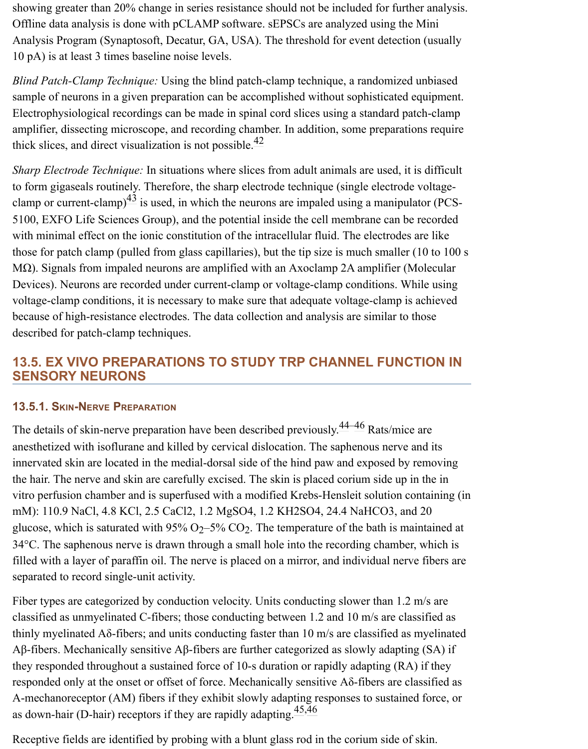showing greater than 20% change in series resistance should not be included for further analysis. Offline data analysis is done with pCLAMP software. sEPSCs are analyzed using the Mini Analysis Program (Synaptosoft, Decatur, GA, USA). The threshold for event detection (usually 10 pA) is at least 3 times baseline noise levels.

*Blind Patch-Clamp Technique:* Using the blind patch-clamp technique, a randomized unbiased sample of neurons in a given preparation can be accomplished without sophisticated equipment. Electrophysiological recordings can be made in spinal cord slices using a standard patch-clamp amplifier, dissecting microscope, and recording chamber. In addition, some preparations require thick slices, and direct visualization is not possible.[42]

*Sharp Electrode Technique:* In situations where slices from adult animals are used, it is difficult to form gigaseals routinely. Therefore, the sharp electrode technique (single electrode voltage-clamp or current-clamp)[43] is used, in which the neurons are impaled using a manipulator (PCS-5100, EXFO Life Sciences Group), and the potential inside the cell membrane can be recorded with minimal effect on the ionic constitution of the intracellular fluid. The electrodes are like those for patch clamp (pulled from glass capillaries), but the tip size is much smaller (10 to 100 s MΩ). Signals from impaled neurons are amplified with an Axoclamp 2A amplifier (Molecular Devices). Neurons are recorded under current-clamp or voltage-clamp conditions. While using voltage-clamp conditions, it is necessary to make sure that adequate voltage-clamp is achieved because of high-resistance electrodes. The data collection and analysis are similar to those described for patch-clamp techniques.

## 13.5. EX VIVO PREPARATIONS TO STUDY TRP CHANNEL FUNCTION IN SENSORY NEURONS

### 13.5.1. Skin-Nerve Preparation

The details of skin-nerve preparation have been described previously.[44–46] Rats/mice are anesthetized with isoflurane and killed by cervical dislocation. The saphenous nerve and its innervated skin are located in the medial-dorsal side of the hind paw and exposed by removing the hair. The nerve and skin are carefully excised. The skin is placed corium side up in the in vitro perfusion chamber and is superfused with a modified Krebs-Henseleit solution containing (in mM): 110.9 NaCl, 4.8 KCl, 2.5 CaCl2, 1.2 MgSO4, 1.2 KH2SO4, 24.4 NaHCO3, and 20 glucose, which is saturated with 95% $O_2$–5% $CO_2$. The temperature of the bath is maintained at 34°C. The saphenous nerve is drawn through a small hole into the recording chamber, which is filled with a layer of paraffin oil. The nerve is placed on a mirror, and individual nerve fibers are separated to record single-unit activity.

Fiber types are categorized by conduction velocity. Units conducting slower than 1.2 m/s are classified as unmyelinated C-fibers; those conducting between 1.2 and 10 m/s are classified as thinly myelinated Aδ-fibers; and units conducting faster than 10 m/s are classified as myelinated Aβ-fibers. Mechanically sensitive Aβ-fibers are further categorized as slowly adapting (SA) if they responded throughout a sustained force of 10-s duration or rapidly adapting (RA) if they responded only at the onset or offset of force. Mechanically sensitive Aδ-fibers are classified as A-mechanoreceptor (AM) fibers if they exhibit slowly adapting responses to sustained force, or as down-hair (D-hair) receptors if they are rapidly adapting.[45,46]

Receptive fields are identified by probing with a blunt glass rod in the corium side of skin.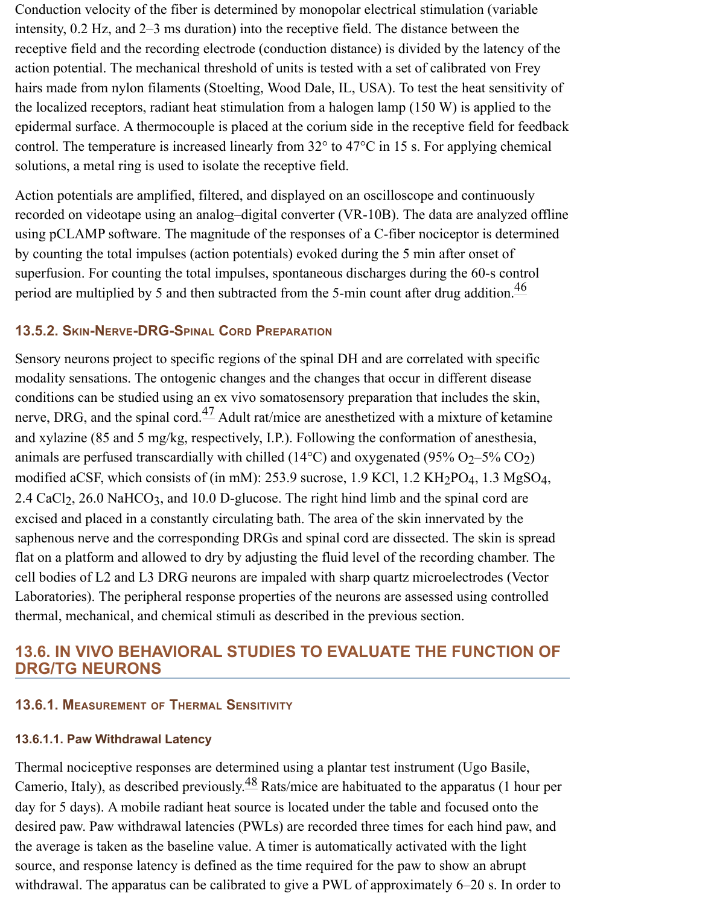Conduction velocity of the fiber is determined by monopolar electrical stimulation (variable intensity, 0.2 Hz, and 2–3 ms duration) into the receptive field. The distance between the receptive field and the recording electrode (conduction distance) is divided by the latency of the action potential. The mechanical threshold of units is tested with a set of calibrated von Frey hairs made from nylon filaments (Stoelting, Wood Dale, IL, USA). To test the heat sensitivity of the localized receptors, radiant heat stimulation from a halogen lamp (150 W) is applied to the epidermal surface. A thermocouple is placed at the corium side in the receptive field for feedback control. The temperature is increased linearly from 32° to 47°C in 15 s. For applying chemical solutions, a metal ring is used to isolate the receptive field.

Action potentials are amplified, filtered, and displayed on an oscilloscope and continuously recorded on videotape using an analog–digital converter (VR-10B). The data are analyzed offline using pCLAMP software. The magnitude of the responses of a C-fiber nociceptor is determined by counting the total impulses (action potentials) evoked during the 5 min after onset of superfusion. For counting the total impulses, spontaneous discharges during the 60-s control period are multiplied by 5 and then subtracted from the 5-min count after drug addition.[46]

### 13.5.2. Skin-Nerve-DRG-Spinal Cord Preparation

Sensory neurons project to specific regions of the spinal DH and are correlated with specific modality sensations. The ontogenic changes and the changes that occur in different disease conditions can be studied using an ex vivo somatosensory preparation that includes the skin, nerve, DRG, and the spinal cord.[47] Adult rat/mice are anesthetized with a mixture of ketamine and xylazine (85 and 5 mg/kg, respectively, I.P.). Following the conformation of anesthesia, animals are perfused transcardially with chilled (14°C) and oxygenated (95% $O_2$–5% $CO_2$) modified aCSF, which consists of (in mM): 253.9 sucrose, 1.9 KCl, 1.2 $KH_2PO_4$, 1.3 $MgSO_4$, 2.4 $CaCl_2$, 26.0 $NaHCO_3$, and 10.0 D-glucose. The right hind limb and the spinal cord are excised and placed in a constantly circulating bath. The area of the skin innervated by the saphenous nerve and the corresponding DRGs and spinal cord are dissected. The skin is spread flat on a platform and allowed to dry by adjusting the fluid level of the recording chamber. The cell bodies of L2 and L3 DRG neurons are impaled with sharp quartz microelectrodes (Vector Laboratories). The peripheral response properties of the neurons are assessed using controlled thermal, mechanical, and chemical stimuli as described in the previous section.

## 13.6. IN VIVO BEHAVIORAL STUDIES TO EVALUATE THE FUNCTION OF DRG/TG NEURONS

### 13.6.1. Measurement of Thermal Sensitivity

#### 13.6.1.1. Paw Withdrawal Latency

Thermal nociceptive responses are determined using a plantar test instrument (Ugo Basile, Camerio, Italy), as described previously.[48] Rats/mice are habituated to the apparatus (1 hour per day for 5 days). A mobile radiant heat source is located under the table and focused onto the desired paw. Paw withdrawal latencies (PWLs) are recorded three times for each hind paw, and the average is taken as the baseline value. A timer is automatically activated with the light source, and response latency is defined as the time required for the paw to show an abrupt withdrawal. The apparatus can be calibrated to give a PWL of approximately 6–20 s. In order to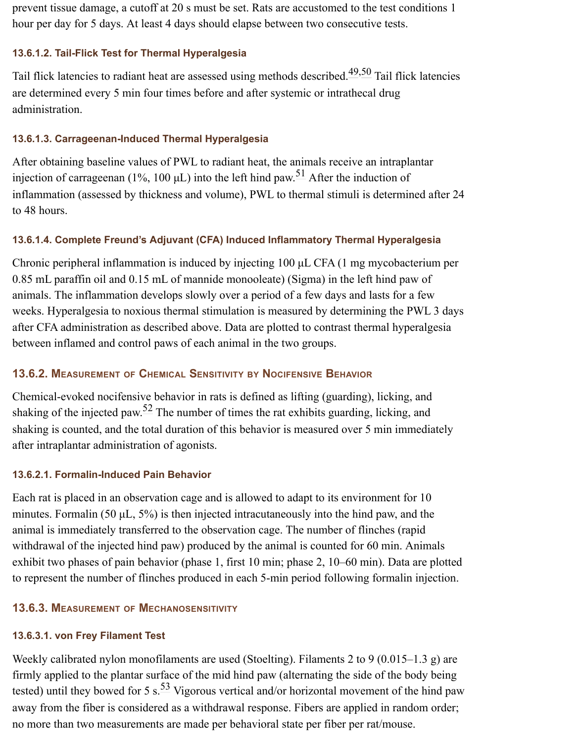prevent tissue damage, a cutoff at 20 s must be set. Rats are accustomed to the test conditions 1 hour per day for 5 days. At least 4 days should elapse between two consecutive tests.

#### 13.6.1.2. Tail-Flick Test for Thermal Hyperalgesia

Tail flick latencies to radiant heat are assessed using methods described.[49,50] Tail flick latencies are determined every 5 min four times before and after systemic or intrathecal drug administration.

#### 13.6.1.3. Carrageenan-Induced Thermal Hyperalgesia

After obtaining baseline values of PWL to radiant heat, the animals receive an intraplantar injection of carrageenan (1%, 100 μL) into the left hind paw.[51] After the induction of inflammation (assessed by thickness and volume), PWL to thermal stimuli is determined after 24 to 48 hours.

#### 13.6.1.4. Complete Freund's Adjuvant (CFA) Induced Inflammatory Thermal Hyperalgesia

Chronic peripheral inflammation is induced by injecting 100 μL CFA (1 mg mycobacterium per 0.85 mL paraffin oil and 0.15 mL of mannide monooleate) (Sigma) in the left hind paw of animals. The inflammation develops slowly over a period of a few days and lasts for a few weeks. Hyperalgesia to noxious thermal stimulation is measured by determining the PWL 3 days after CFA administration as described above. Data are plotted to contrast thermal hyperalgesia between inflamed and control paws of each animal in the two groups.

### 13.6.2. Measurement of Chemical Sensitivity by Nocifensive Behavior

Chemical-evoked nocifensive behavior in rats is defined as lifting (guarding), licking, and shaking of the injected paw.[52] The number of times the rat exhibits guarding, licking, and shaking is counted, and the total duration of this behavior is measured over 5 min immediately after intraplantar administration of agonists.

#### 13.6.2.1. Formalin-Induced Pain Behavior

Each rat is placed in an observation cage and is allowed to adapt to its environment for 10 minutes. Formalin (50 μL, 5%) is then injected intracutaneously into the hind paw, and the animal is immediately transferred to the observation cage. The number of flinches (rapid withdrawal of the injected hind paw) produced by the animal is counted for 60 min. Animals exhibit two phases of pain behavior (phase 1, first 10 min; phase 2, 10–60 min). Data are plotted to represent the number of flinches produced in each 5-min period following formalin injection.

### 13.6.3. Measurement of Mechanosensitivity

#### 13.6.3.1. von Frey Filament Test

Weekly calibrated nylon monofilaments are used (Stoelting). Filaments 2 to 9 (0.015–1.3 g) are firmly applied to the plantar surface of the mid hind paw (alternating the side of the body being tested) until they bowed for 5 s.[53] Vigorous vertical and/or horizontal movement of the hind paw away from the fiber is considered as a withdrawal response. Fibers are applied in random order; no more than two measurements are made per behavioral state per fiber per rat/mouse.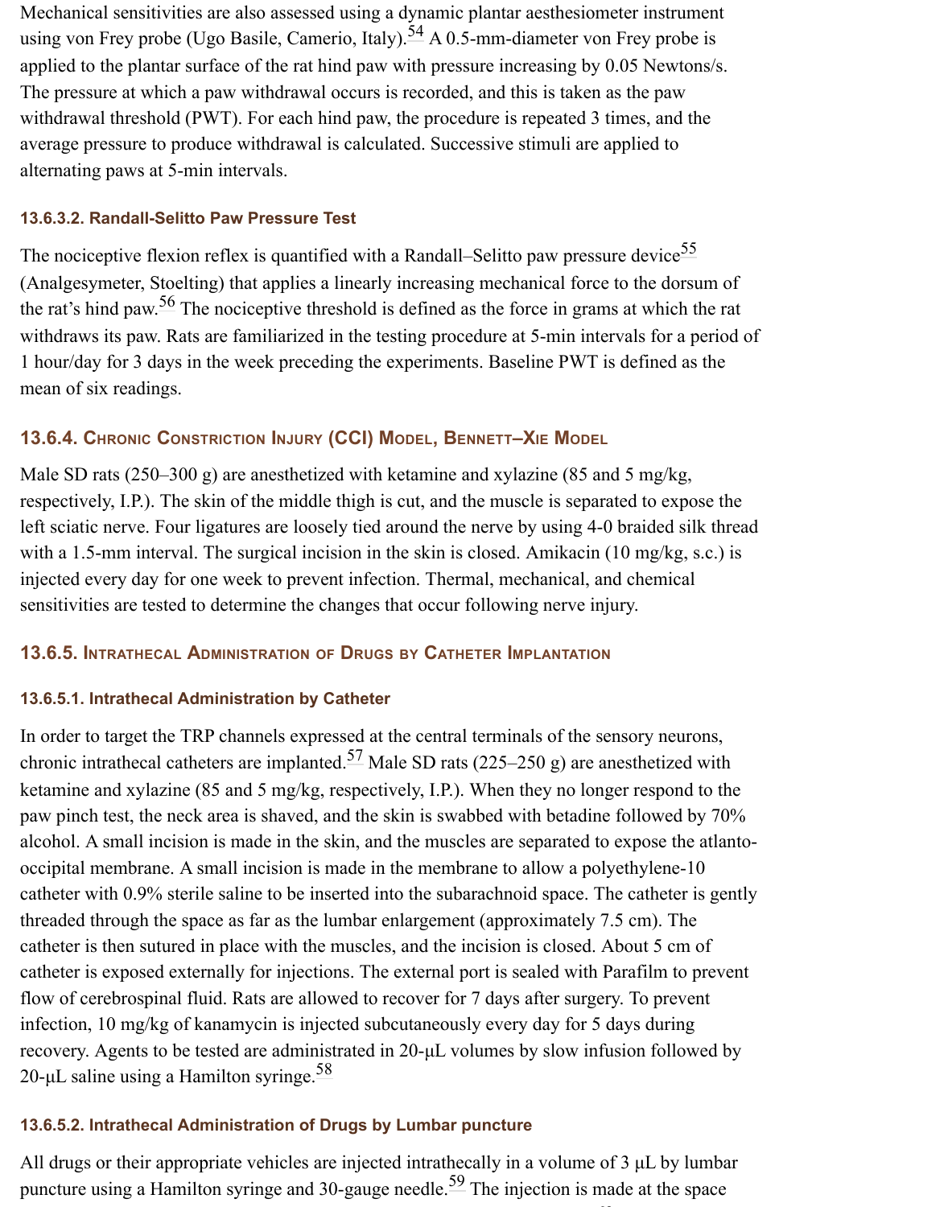Mechanical sensitivities are also assessed using a dynamic plantar aesthesiometer instrument using von Frey probe (Ugo Basile, Camerio, Italy).[54] A 0.5-mm-diameter von Frey probe is applied to the plantar surface of the rat hind paw with pressure increasing by 0.05 Newtons/s. The pressure at which a paw withdrawal occurs is recorded, and this is taken as the paw withdrawal threshold (PWT). For each hind paw, the procedure is repeated 3 times, and the average pressure to produce withdrawal is calculated. Successive stimuli are applied to alternating paws at 5-min intervals.

#### 13.6.3.2. Randall-Selitto Paw Pressure Test

The nociceptive flexion reflex is quantified with a Randall–Selitto paw pressure device[55] (Analgesymeter, Stoelting) that applies a linearly increasing mechanical force to the dorsum of the rat's hind paw.[56] The nociceptive threshold is defined as the force in grams at which the rat withdraws its paw. Rats are familiarized in the testing procedure at 5-min intervals for a period of 1 hour/day for 3 days in the week preceding the experiments. Baseline PWT is defined as the mean of six readings.

### 13.6.4. Chronic Constriction Injury (CCI) Model, Bennett–Xie Model

Male SD rats (250–300 g) are anesthetized with ketamine and xylazine (85 and 5 mg/kg, respectively, I.P.). The skin of the middle thigh is cut, and the muscle is separated to expose the left sciatic nerve. Four ligatures are loosely tied around the nerve by using 4-0 braided silk thread with a 1.5-mm interval. The surgical incision in the skin is closed. Amikacin (10 mg/kg, s.c.) is injected every day for one week to prevent infection. Thermal, mechanical, and chemical sensitivities are tested to determine the changes that occur following nerve injury.

### 13.6.5. Intrathecal Administration of Drugs by Catheter Implantation

#### 13.6.5.1. Intrathecal Administration by Catheter

In order to target the TRP channels expressed at the central terminals of the sensory neurons, chronic intrathecal catheters are implanted.[57] Male SD rats (225–250 g) are anesthetized with ketamine and xylazine (85 and 5 mg/kg, respectively, I.P.). When they no longer respond to the paw pinch test, the neck area is shaved, and the skin is swabbed with betadine followed by 70% alcohol. A small incision is made in the skin, and the muscles are separated to expose the atlanto-occipital membrane. A small incision is made in the membrane to allow a polyethylene-10 catheter with 0.9% sterile saline to be inserted into the subarachnoid space. The catheter is gently threaded through the space as far as the lumbar enlargement (approximately 7.5 cm). The catheter is then sutured in place with the muscles, and the incision is closed. About 5 cm of catheter is exposed externally for injections. The external port is sealed with Parafilm to prevent flow of cerebrospinal fluid. Rats are allowed to recover for 7 days after surgery. To prevent infection, 10 mg/kg of kanamycin is injected subcutaneously every day for 5 days during recovery. Agents to be tested are administrated in 20-μL volumes by slow infusion followed by 20-μL saline using a Hamilton syringe.[58]

#### 13.6.5.2. Intrathecal Administration of Drugs by Lumbar puncture

All drugs or their appropriate vehicles are injected intrathecally in a volume of 3 μL by lumbar puncture using a Hamilton syringe and 30-gauge needle.[59] The injection is made at the space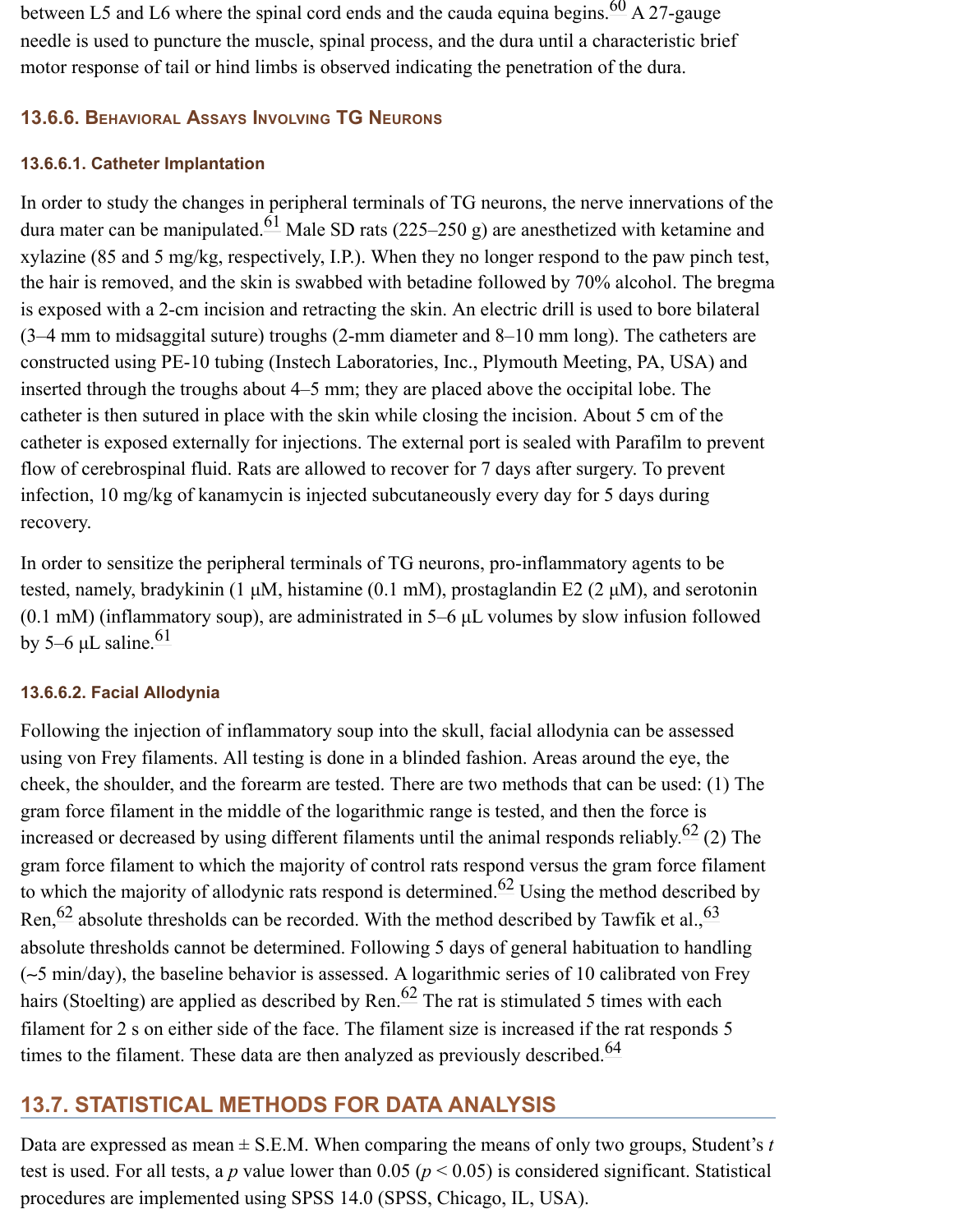between L5 and L6 where the spinal cord ends and the cauda equina begins.[60] A 27-gauge needle is used to puncture the muscle, spinal process, and the dura until a characteristic brief motor response of tail or hind limbs is observed indicating the penetration of the dura.

### 13.6.6. Behavioral Assays Involving TG Neurons

#### 13.6.6.1. Catheter Implantation

In order to study the changes in peripheral terminals of TG neurons, the nerve innervations of the dura mater can be manipulated.[61] Male SD rats (225–250 g) are anesthetized with ketamine and xylazine (85 and 5 mg/kg, respectively, I.P.). When they no longer respond to the paw pinch test, the hair is removed, and the skin is swabbed with betadine followed by 70% alcohol. The bregma is exposed with a 2-cm incision and retracting the skin. An electric drill is used to bore bilateral (3–4 mm to midsaggital suture) troughs (2-mm diameter and 8–10 mm long). The catheters are constructed using PE-10 tubing (Instech Laboratories, Inc., Plymouth Meeting, PA, USA) and inserted through the troughs about 4–5 mm; they are placed above the occipital lobe. The catheter is then sutured in place with the skin while closing the incision. About 5 cm of the catheter is exposed externally for injections. The external port is sealed with Parafilm to prevent flow of cerebrospinal fluid. Rats are allowed to recover for 7 days after surgery. To prevent infection, 10 mg/kg of kanamycin is injected subcutaneously every day for 5 days during recovery.

In order to sensitize the peripheral terminals of TG neurons, pro-inflammatory agents to be tested, namely, bradykinin (1 μM, histamine (0.1 mM), prostaglandin E2 (2 μM), and serotonin (0.1 mM) (inflammatory soup), are administrated in 5–6 μL volumes by slow infusion followed by 5–6 μL saline.[61]

#### 13.6.6.2. Facial Allodynia

Following the injection of inflammatory soup into the skull, facial allodynia can be assessed using von Frey filaments. All testing is done in a blinded fashion. Areas around the eye, the cheek, the shoulder, and the forearm are tested. There are two methods that can be used: (1) The gram force filament in the middle of the logarithmic range is tested, and then the force is increased or decreased by using different filaments until the animal responds reliably.[62] (2) The gram force filament to which the majority of control rats respond versus the gram force filament to which the majority of allodynic rats respond is determined.[62] Using the method described by Ren,[62] absolute thresholds can be recorded. With the method described by Tawfik et al.,[63] absolute thresholds cannot be determined. Following 5 days of general habituation to handling (~5 min/day), the baseline behavior is assessed. A logarithmic series of 10 calibrated von Frey hairs (Stoelting) are applied as described by Ren.[62] The rat is stimulated 5 times with each filament for 2 s on either side of the face. The filament size is increased if the rat responds 5 times to the filament. These data are then analyzed as previously described.[64]

## 13.7. STATISTICAL METHODS FOR DATA ANALYSIS

Data are expressed as mean ± S.E.M. When comparing the means of only two groups, Student's *t* test is used. For all tests, a *p* value lower than 0.05 ($p < 0.05$) is considered significant. Statistical procedures are implemented using SPSS 14.0 (SPSS, Chicago, IL, USA).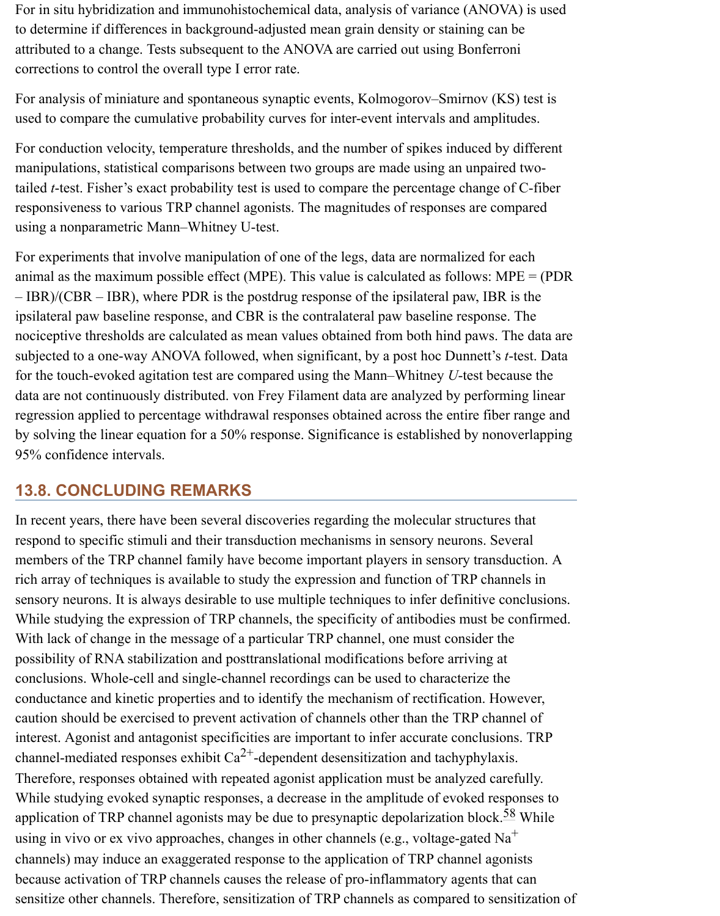For in situ hybridization and immunohistochemical data, analysis of variance (ANOVA) is used to determine if differences in background-adjusted mean grain density or staining can be attributed to a change. Tests subsequent to the ANOVA are carried out using Bonferroni corrections to control the overall type I error rate.

For analysis of miniature and spontaneous synaptic events, Kolmogorov–Smirnov (KS) test is used to compare the cumulative probability curves for inter-event intervals and amplitudes.

For conduction velocity, temperature thresholds, and the number of spikes induced by different manipulations, statistical comparisons between two groups are made using an unpaired two-tailed $t$-test. Fisher's exact probability test is used to compare the percentage change of C-fiber responsiveness to various TRP channel agonists. The magnitudes of responses are compared using a nonparametric Mann–Whitney U-test.

For experiments that involve manipulation of one of the legs, data are normalized for each animal as the maximum possible effect (MPE). This value is calculated as follows: MPE = (PDR – IBR)/(CBR – IBR), where PDR is the postdrug response of the ipsilateral paw, IBR is the ipsilateral paw baseline response, and CBR is the contralateral paw baseline response. The nociceptive thresholds are calculated as mean values obtained from both hind paws. The data are subjected to a one-way ANOVA followed, when significant, by a post hoc Dunnett's $t$-test. Data for the touch-evoked agitation test are compared using the Mann–Whitney $U$-test because the data are not continuously distributed. von Frey Filament data are analyzed by performing linear regression applied to percentage withdrawal responses obtained across the entire fiber range and by solving the linear equation for a 50% response. Significance is established by nonoverlapping 95% confidence intervals.

## 13.8. CONCLUDING REMARKS

In recent years, there have been several discoveries regarding the molecular structures that respond to specific stimuli and their transduction mechanisms in sensory neurons. Several members of the TRP channel family have become important players in sensory transduction. A rich array of techniques is available to study the expression and function of TRP channels in sensory neurons. It is always desirable to use multiple techniques to infer definitive conclusions. While studying the expression of TRP channels, the specificity of antibodies must be confirmed. With lack of change in the message of a particular TRP channel, one must consider the possibility of RNA stabilization and posttranslational modifications before arriving at conclusions. Whole-cell and single-channel recordings can be used to characterize the conductance and kinetic properties and to identify the mechanism of rectification. However, caution should be exercised to prevent activation of channels other than the TRP channel of interest. Agonist and antagonist specificities are important to infer accurate conclusions. TRP channel-mediated responses exhibit $Ca^{2+}$-dependent desensitization and tachyphylaxis. Therefore, responses obtained with repeated agonist application must be analyzed carefully. While studying evoked synaptic responses, a decrease in the amplitude of evoked responses to application of TRP channel agonists may be due to presynaptic depolarization block.[58] While using in vivo or ex vivo approaches, changes in other channels (e.g., voltage-gated $Na^+$ channels) may induce an exaggerated response to the application of TRP channel agonists because activation of TRP channels causes the release of pro-inflammatory agents that can sensitize other channels. Therefore, sensitization of TRP channels as compared to sensitization of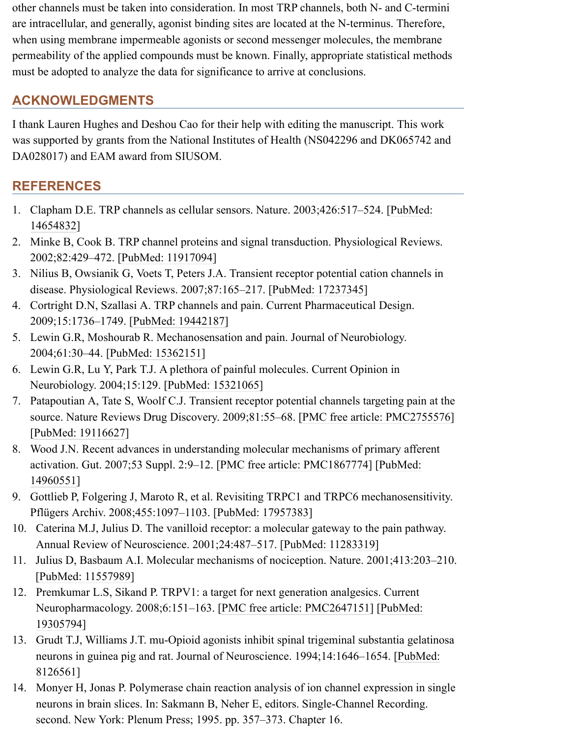other channels must be taken into consideration. In most TRP channels, both N- and C-termini are intracellular, and generally, agonist binding sites are located at the N-terminus. Therefore, when using membrane impermeable agonists or second messenger molecules, the membrane permeability of the applied compounds must be known. Finally, appropriate statistical methods must be adopted to analyze the data for significance to arrive at conclusions.

## ACKNOWLEDGMENTS

I thank Lauren Hughes and Deshou Cao for their help with editing the manuscript. This work was supported by grants from the National Institutes of Health (NS042296 and DK065742 and DA028017) and EAM award from SIUSOM.

## REFERENCES

1. Clapham D.E. TRP channels as cellular sensors. Nature. 2003;426:517–524. [PubMed: 14654832]
2. Minke B, Cook B. TRP channel proteins and signal transduction. Physiological Reviews. 2002;82:429–472. [PubMed: 11917094]
3. Nilius B, Owsianik G, Voets T, Peters J.A. Transient receptor potential cation channels in disease. Physiological Reviews. 2007;87:165–217. [PubMed: 17237345]
4. Cortright D.N, Szallasi A. TRP channels and pain. Current Pharmaceutical Design. 2009;15:1736–1749. [PubMed: 19442187]
5. Lewin G.R, Moshourab R. Mechanosensation and pain. Journal of Neurobiology. 2004;61:30–44. [PubMed: 15362151]
6. Lewin G.R, Lu Y, Park T.J. A plethora of painful molecules. Current Opinion in Neurobiology. 2004;15:129. [PubMed: 15321065]
7. Patapoutian A, Tate S, Woolf C.J. Transient receptor potential channels targeting pain at the source. Nature Reviews Drug Discovery. 2009;81:55–68. [PMC free article: PMC2755576] [PubMed: 19116627]
8. Wood J.N. Recent advances in understanding molecular mechanisms of primary afferent activation. Gut. 2007;53 Suppl. 2:9–12. [PMC free article: PMC1867774] [PubMed: 14960551]
9. Gottlieb P, Folgering J, Maroto R, et al. Revisiting TRPC1 and TRPC6 mechanosensitivity. Pflügers Archiv. 2008;455:1097–1103. [PubMed: 17957383]
10. Caterina M.J, Julius D. The vanilloid receptor: a molecular gateway to the pain pathway. Annual Review of Neuroscience. 2001;24:487–517. [PubMed: 11283319]
11. Julius D, Basbaum A.I. Molecular mechanisms of nociception. Nature. 2001;413:203–210. [PubMed: 11557989]
12. Premkumar L.S, Sikand P. TRPV1: a target for next generation analgesics. Current Neuropharmacology. 2008;6:151–163. [PMC free article: PMC2647151] [PubMed: 19305794]
13. Grudt T.J, Williams J.T. mu-Opioid agonists inhibit spinal trigeminal substantia gelatinosa neurons in guinea pig and rat. Journal of Neuroscience. 1994;14:1646–1654. [PubMed: 8126561]
14. Monyer H, Jonas P. Polymerase chain reaction analysis of ion channel expression in single neurons in brain slices. In: Sakmann B, Neher E, editors. Single-Channel Recording. second. New York: Plenum Press; 1995. pp. 357–373. Chapter 16.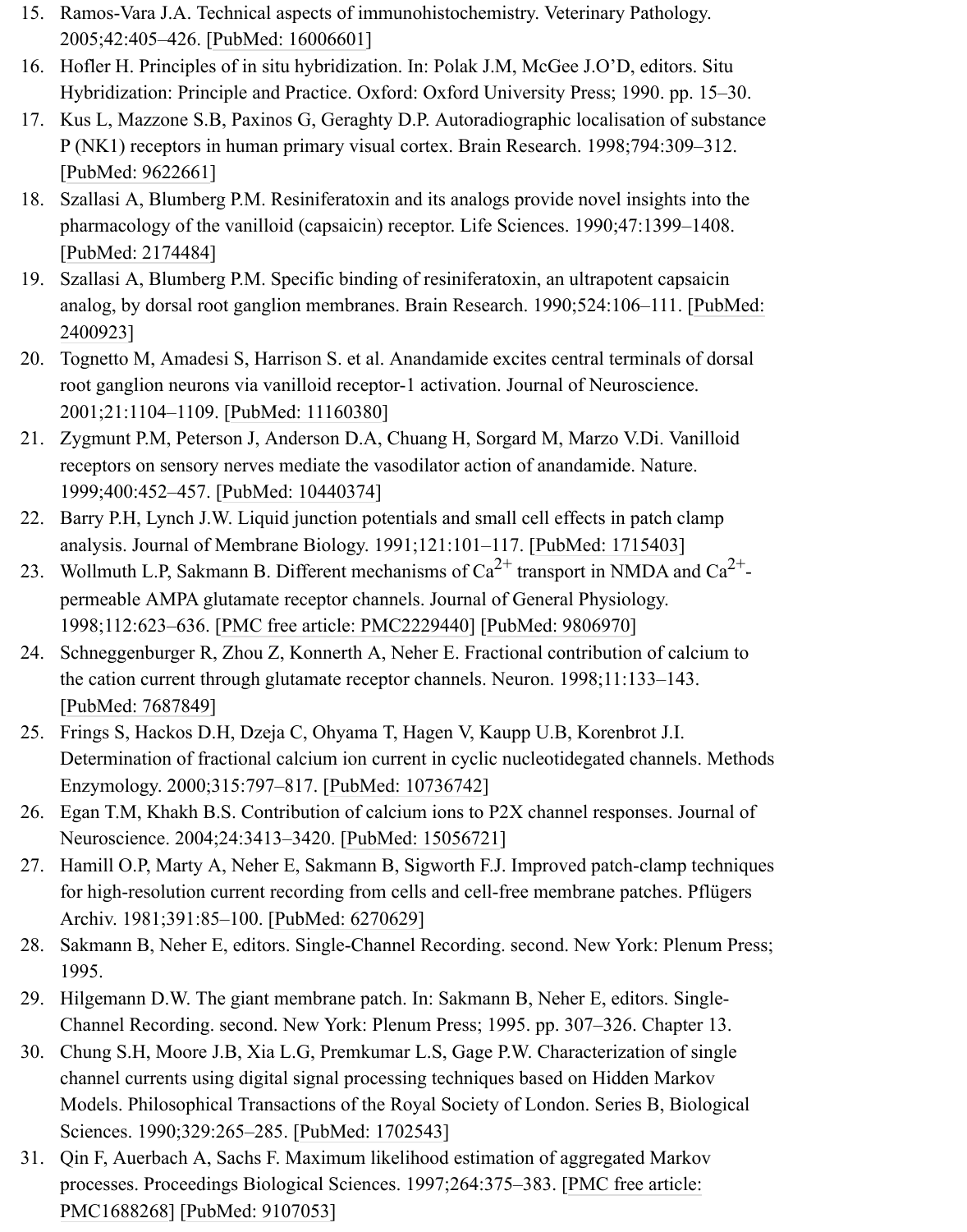15. Ramos-Vara J.A. Technical aspects of immunohistochemistry. Veterinary Pathology. 2005;42:405–426. [PubMed: 16006601]
16. Hofler H. Principles of in situ hybridization. In: Polak J.M, McGee J.O'D, editors. Situ Hybridization: Principle and Practice. Oxford: Oxford University Press; 1990. pp. 15–30.
17. Kus L, Mazzone S.B, Paxinos G, Geraghty D.P. Autoradiographic localisation of substance P (NK1) receptors in human primary visual cortex. Brain Research. 1998;794:309–312. [PubMed: 9622661]
18. Szallasi A, Blumberg P.M. Resiniferatoxin and its analogs provide novel insights into the pharmacology of the vanilloid (capsaicin) receptor. Life Sciences. 1990;47:1399–1408. [PubMed: 2174484]
19. Szallasi A, Blumberg P.M. Specific binding of resiniferatoxin, an ultrapotent capsaicin analog, by dorsal root ganglion membranes. Brain Research. 1990;524:106–111. [PubMed: 2400923]
20. Tognetto M, Amadesi S, Harrison S. et al. Anandamide excites central terminals of dorsal root ganglion neurons via vanilloid receptor-1 activation. Journal of Neuroscience. 2001;21:1104–1109. [PubMed: 11160380]
21. Zygmunt P.M, Peterson J, Anderson D.A, Chuang H, Sorgard M, Marzo V.Di. Vanilloid receptors on sensory nerves mediate the vasodilator action of anandamide. Nature. 1999;400:452–457. [PubMed: 10440374]
22. Barry P.H, Lynch J.W. Liquid junction potentials and small cell effects in patch clamp analysis. Journal of Membrane Biology. 1991;121:101–117. [PubMed: 1715403]
23. Wollmuth L.P, Sakmann B. Different mechanisms of $Ca^{2+}$ transport in NMDA and $Ca^{2+}$-permeable AMPA glutamate receptor channels. Journal of General Physiology. 1998;112:623–636. [PMC free article: PMC2229440] [PubMed: 9806970]
24. Schneggenburger R, Zhou Z, Konnerth A, Neher E. Fractional contribution of calcium to the cation current through glutamate receptor channels. Neuron. 1998;11:133–143. [PubMed: 7687849]
25. Frings S, Hackos D.H, Dzeja C, Ohyama T, Hagen V, Kaupp U.B, Korenbrot J.I. Determination of fractional calcium ion current in cyclic nucleotidegated channels. Methods Enzymology. 2000;315:797–817. [PubMed: 10736742]
26. Egan T.M, Khakh B.S. Contribution of calcium ions to P2X channel responses. Journal of Neuroscience. 2004;24:3413–3420. [PubMed: 15056721]
27. Hamill O.P, Marty A, Neher E, Sakmann B, Sigworth F.J. Improved patch-clamp techniques for high-resolution current recording from cells and cell-free membrane patches. Pflügers Archiv. 1981;391:85–100. [PubMed: 6270629]
28. Sakmann B, Neher E, editors. Single-Channel Recording. second. New York: Plenum Press; 1995.
29. Hilgemann D.W. The giant membrane patch. In: Sakmann B, Neher E, editors. Single-Channel Recording. second. New York: Plenum Press; 1995. pp. 307–326. Chapter 13.
30. Chung S.H, Moore J.B, Xia L.G, Premkumar L.S, Gage P.W. Characterization of single channel currents using digital signal processing techniques based on Hidden Markov Models. Philosophical Transactions of the Royal Society of London. Series B, Biological Sciences. 1990;329:265–285. [PubMed: 1702543]
31. Qin F, Auerbach A, Sachs F. Maximum likelihood estimation of aggregated Markov processes. Proceedings Biological Sciences. 1997;264:375–383. [PMC free article: PMC1688268] [PubMed: 9107053]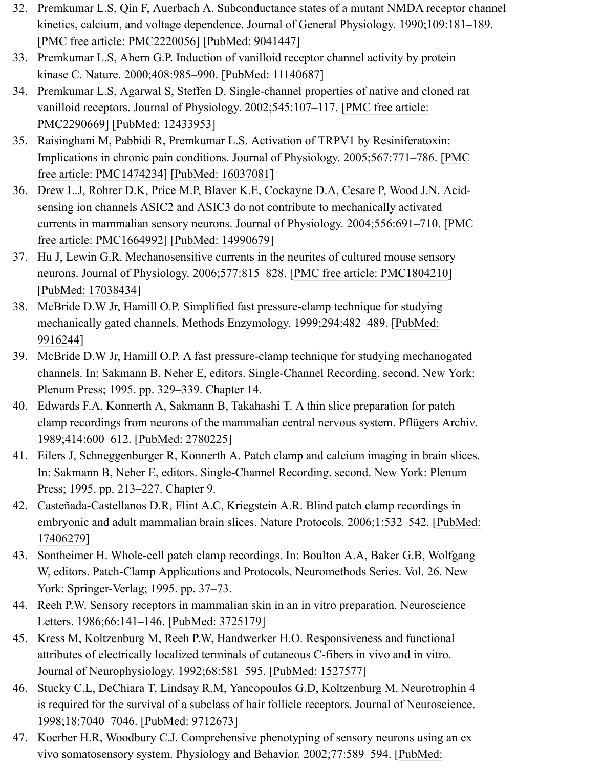32. Premkumar L.S, Qin F, Auerbach A. Subconductance states of a mutant NMDA receptor channel kinetics, calcium, and voltage dependence. Journal of General Physiology. 1990;109:181–189. [PMC free article: PMC2220056] [PubMed: 9041447]
33. Premkumar L.S, Ahern G.P. Induction of vanilloid receptor channel activity by protein kinase C. Nature. 2000;408:985–990. [PubMed: 11140687]
34. Premkumar L.S, Agarwal S, Steffen D. Single-channel properties of native and cloned rat vanilloid receptors. Journal of Physiology. 2002;545:107–117. [PMC free article: PMC2290669] [PubMed: 12433953]
35. Raisinghani M, Pabbidi R, Premkumar L.S. Activation of TRPV1 by Resiniferatoxin: Implications in chronic pain conditions. Journal of Physiology. 2005;567:771–786. [PMC free article: PMC1474234] [PubMed: 16037081]
36. Drew L.J, Rohrer D.K, Price M.P, Blaver K.E, Cockayne D.A, Cesare P, Wood J.N. Acid-sensing ion channels ASIC2 and ASIC3 do not contribute to mechanically activated currents in mammalian sensory neurons. Journal of Physiology. 2004;556:691–710. [PMC free article: PMC1664992] [PubMed: 14990679]
37. Hu J, Lewin G.R. Mechanosensitive currents in the neurites of cultured mouse sensory neurons. Journal of Physiology. 2006;577:815–828. [PMC free article: PMC1804210] [PubMed: 17038434]
38. McBride D.W Jr, Hamill O.P. Simplified fast pressure-clamp technique for studying mechanically gated channels. Methods Enzymology. 1999;294:482–489. [PubMed: 9916244]
39. McBride D.W Jr, Hamill O.P. A fast pressure-clamp technique for studying mechanogated channels. In: Sakmann B, Neher E, editors. Single-Channel Recording. second. New York: Plenum Press; 1995. pp. 329–339. Chapter 14.
40. Edwards F.A, Konnerth A, Sakmann B, Takahashi T. A thin slice preparation for patch clamp recordings from neurons of the mammalian central nervous system. Pflügers Archiv. 1989;414:600–612. [PubMed: 2780225]
41. Eilers J, Schneggenburger R, Konnerth A. Patch clamp and calcium imaging in brain slices. In: Sakmann B, Neher E, editors. Single-Channel Recording. second. New York: Plenum Press; 1995. pp. 213–227. Chapter 9.
42. Casteñada-Castellanos D.R, Flint A.C, Kriegstein A.R. Blind patch clamp recordings in embryonic and adult mammalian brain slices. Nature Protocols. 2006;1:532–542. [PubMed: 17406279]
43. Sontheimer H. Whole-cell patch clamp recordings. In: Boulton A.A, Baker G.B, Wolfgang W, editors. Patch-Clamp Applications and Protocols, Neuromethods Series. Vol. 26. New York: Springer-Verlag; 1995. pp. 37–73.
44. Reeh P.W. Sensory receptors in mammalian skin in an in vitro preparation. Neuroscience Letters. 1986;66:141–146. [PubMed: 3725179]
45. Kress M, Koltzenburg M, Reeh P.W, Handwerker H.O. Responsiveness and functional attributes of electrically localized terminals of cutaneous C-fibers in vivo and in vitro. Journal of Neurophysiology. 1992;68:581–595. [PubMed: 1527577]
46. Stucky C.L, DeChiara T, Lindsay R.M, Yancopoulos G.D, Koltzenburg M. Neurotrophin 4 is required for the survival of a subclass of hair follicle receptors. Journal of Neuroscience. 1998;18:7040–7046. [PubMed: 9712673]
47. Koerber H.R, Woodbury C.J. Comprehensive phenotyping of sensory neurons using an ex vivo somatosensory system. Physiology and Behavior. 2002;77:589–594. [PubMed: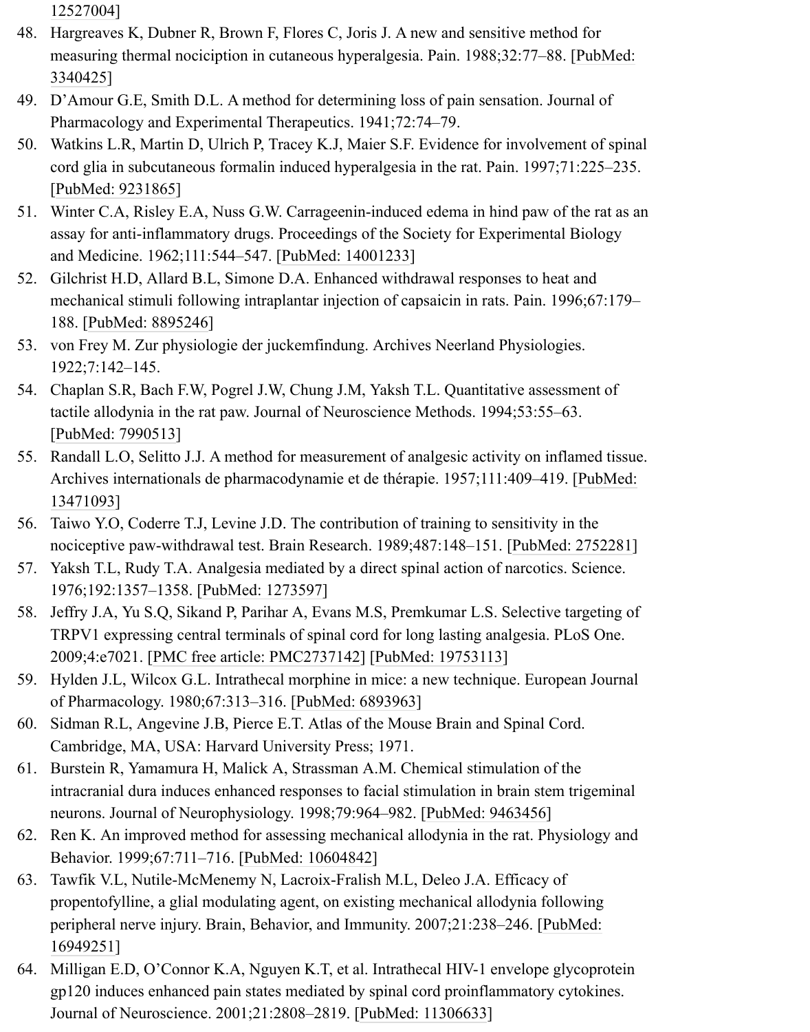12527004]

48. Hargreaves K, Dubner R, Brown F, Flores C, Joris J. A new and sensitive method for measuring thermal nociciption in cutaneous hyperalgesia. Pain. 1988;32:77–88. [PubMed: 3340425]
49. D'Amour G.E, Smith D.L. A method for determining loss of pain sensation. Journal of Pharmacology and Experimental Therapeutics. 1941;72:74–79.
50. Watkins L.R, Martin D, Ulrich P, Tracey K.J, Maier S.F. Evidence for involvement of spinal cord glia in subcutaneous formalin induced hyperalgesia in the rat. Pain. 1997;71:225–235. [PubMed: 9231865]
51. Winter C.A, Risley E.A, Nuss G.W. Carrageenin-induced edema in hind paw of the rat as an assay for anti-inflammatory drugs. Proceedings of the Society for Experimental Biology and Medicine. 1962;111:544–547. [PubMed: 14001233]
52. Gilchrist H.D, Allard B.L, Simone D.A. Enhanced withdrawal responses to heat and mechanical stimuli following intraplantar injection of capsaicin in rats. Pain. 1996;67:179–188. [PubMed: 8895246]
53. von Frey M. Zur physiologie der juckemfindung. Archives Neerland Physiologies. 1922;7:142–145.
54. Chaplan S.R, Bach F.W, Pogrel J.W, Chung J.M, Yaksh T.L. Quantitative assessment of tactile allodynia in the rat paw. Journal of Neuroscience Methods. 1994;53:55–63. [PubMed: 7990513]
55. Randall L.O, Selitto J.J. A method for measurement of analgesic activity on inflamed tissue. Archives internationals de pharmacodynamie et de thérapie. 1957;111:409–419. [PubMed: 13471093]
56. Taiwo Y.O, Coderre T.J, Levine J.D. The contribution of training to sensitivity in the nociceptive paw-withdrawal test. Brain Research. 1989;487:148–151. [PubMed: 2752281]
57. Yaksh T.L, Rudy T.A. Analgesia mediated by a direct spinal action of narcotics. Science. 1976;192:1357–1358. [PubMed: 1273597]
58. Jeffry J.A, Yu S.Q, Sikand P, Parihar A, Evans M.S, Premkumar L.S. Selective targeting of TRPV1 expressing central terminals of spinal cord for long lasting analgesia. PLoS One. 2009;4:e7021. [PMC free article: PMC2737142] [PubMed: 19753113]
59. Hylden J.L, Wilcox G.L. Intrathecal morphine in mice: a new technique. European Journal of Pharmacology. 1980;67:313–316. [PubMed: 6893963]
60. Sidman R.L, Angevine J.B, Pierce E.T. Atlas of the Mouse Brain and Spinal Cord. Cambridge, MA, USA: Harvard University Press; 1971.
61. Burstein R, Yamamura H, Malick A, Strassman A.M. Chemical stimulation of the intracranial dura induces enhanced responses to facial stimulation in brain stem trigeminal neurons. Journal of Neurophysiology. 1998;79:964–982. [PubMed: 9463456]
62. Ren K. An improved method for assessing mechanical allodynia in the rat. Physiology and Behavior. 1999;67:711–716. [PubMed: 10604842]
63. Tawfik V.L, Nutile-McMenemy N, Lacroix-Fralish M.L, Deleo J.A. Efficacy of propentofylline, a glial modulating agent, on existing mechanical allodynia following peripheral nerve injury. Brain, Behavior, and Immunity. 2007;21:238–246. [PubMed: 16949251]
64. Milligan E.D, O'Connor K.A, Nguyen K.T, et al. Intrathecal HIV-1 envelope glycoprotein gp120 induces enhanced pain states mediated by spinal cord proinflammatory cytokines. Journal of Neuroscience. 2001;21:2808–2819. [PubMed: 11306633]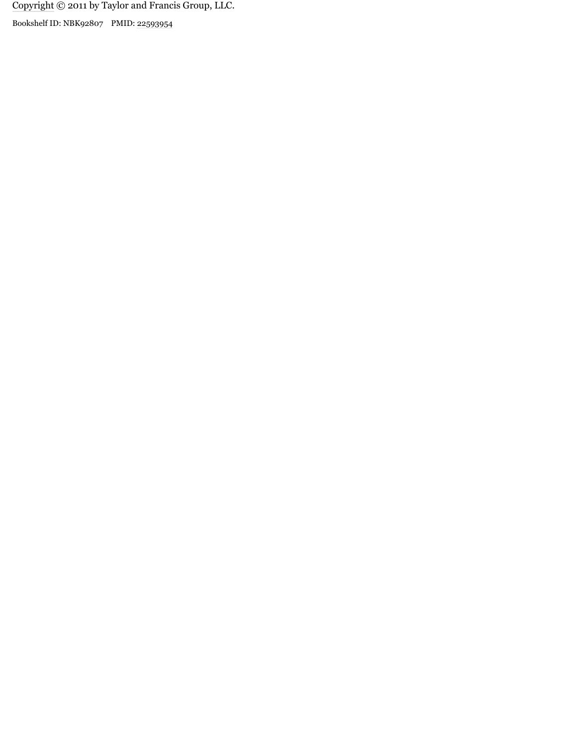Copyright © 2011 by Taylor and Francis Group, LLC.

Bookshelf ID: NBK92807 PMID: 22593954